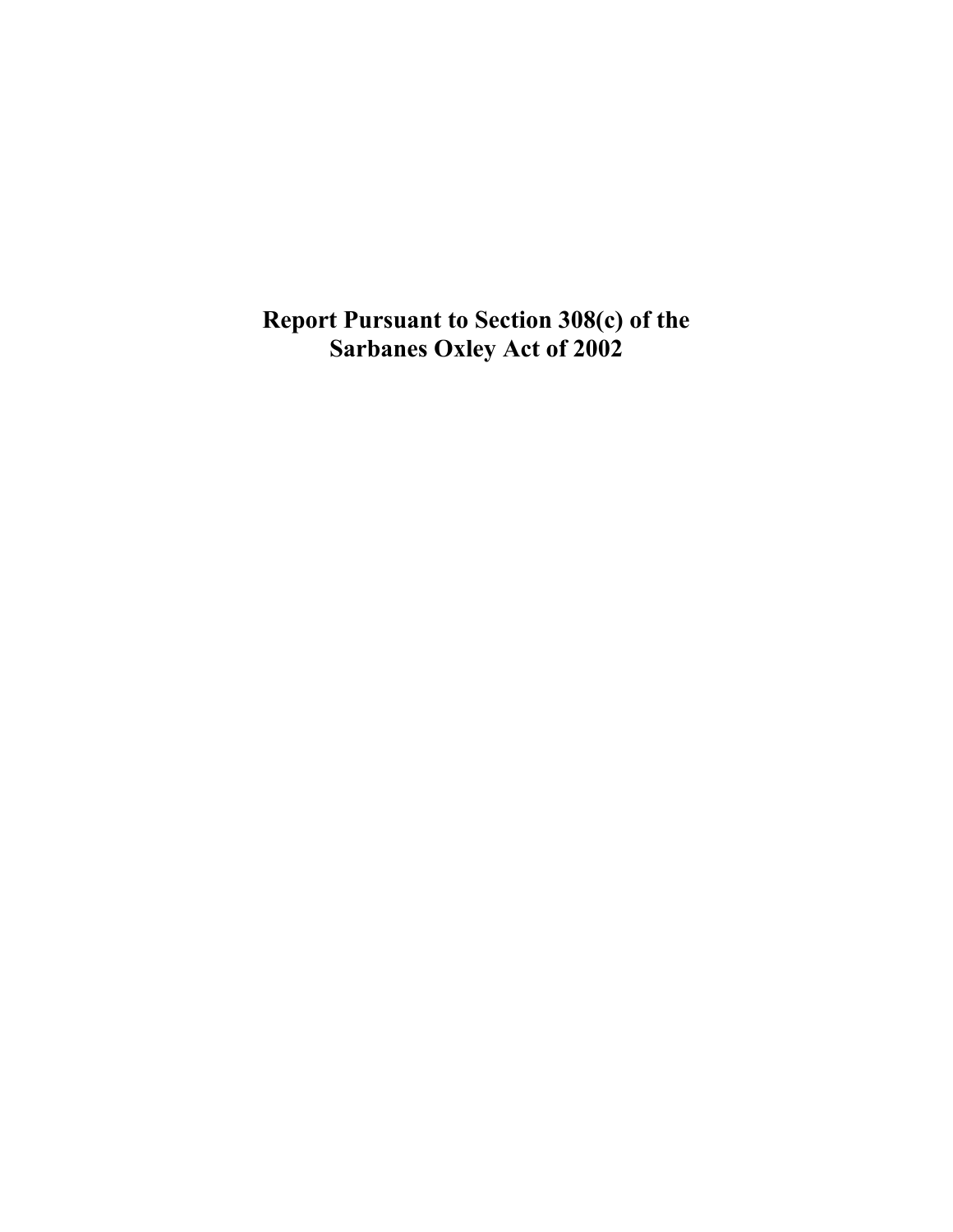# Report Pursuant to Section 308(c) of the Sarbanes Oxley Act of 2002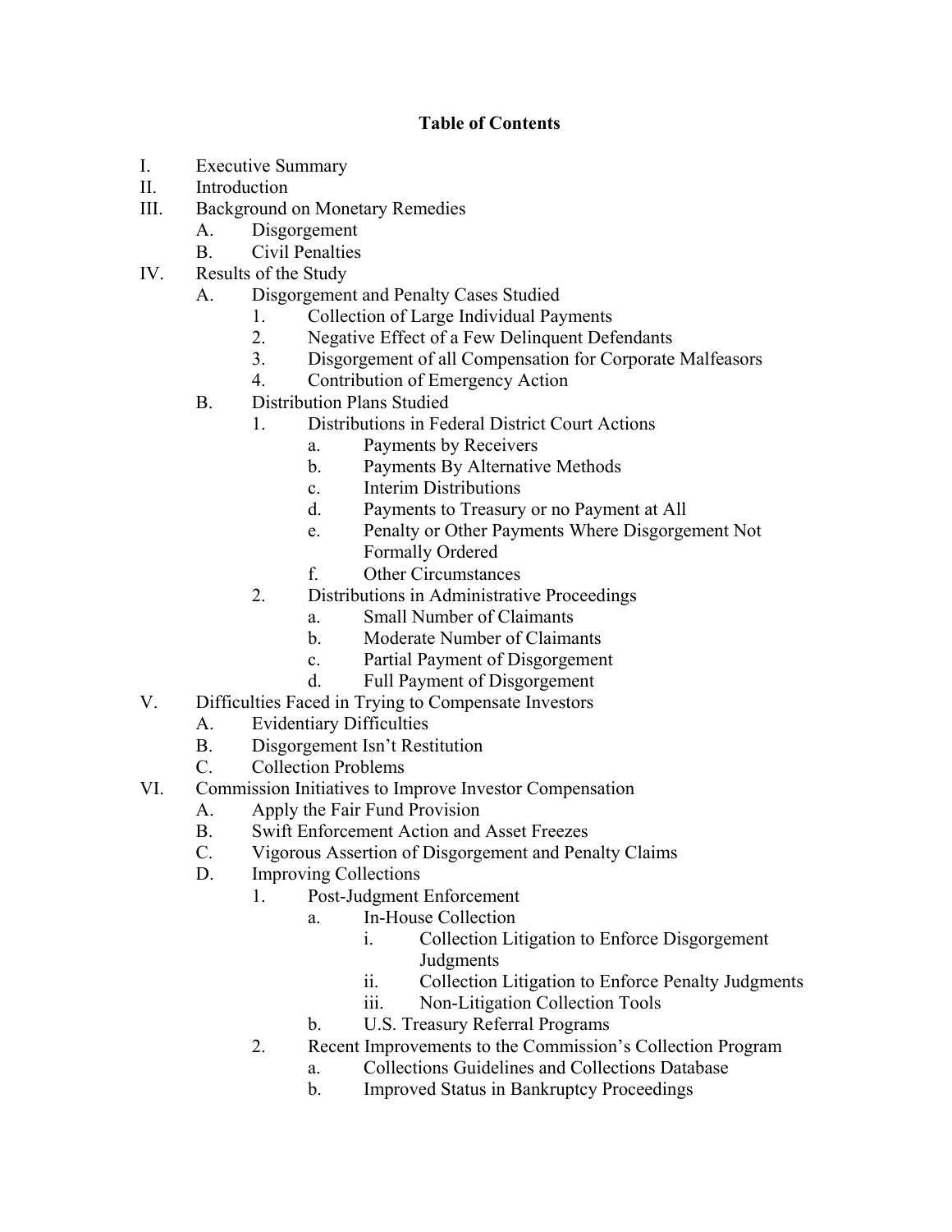**Table of Contents**

- I. Executive Summary
- II. Introduction
- III. Background on Monetary Remedies
  - A. Disgorgement
  - B. Civil Penalties
- IV. Results of the Study
  - A. Disgorgement and Penalty Cases Studied
    - 1. Collection of Large Individual Payments
    - 2. Negative Effect of a Few Delinquent Defendants
    - 3. Disgorgement of all Compensation for Corporate Malfeasors
    - 4. Contribution of Emergency Action
  - B. Distribution Plans Studied
    - 1. Distributions in Federal District Court Actions
      - a. Payments by Receivers
      - b. Payments By Alternative Methods
      - c. Interim Distributions
      - d. Payments to Treasury or no Payment at All
      - e. Penalty or Other Payments Where Disgorgement Not Formally Ordered
      - f. Other Circumstances
    - 2. Distributions in Administrative Proceedings
      - a. Small Number of Claimants
      - b. Moderate Number of Claimants
      - c. Partial Payment of Disgorgement
      - d. Full Payment of Disgorgement
- V. Difficulties Faced in Trying to Compensate Investors
  - A. Evidentiary Difficulties
  - B. Disgorgement Isn't Restitution
  - C. Collection Problems
- VI. Commission Initiatives to Improve Investor Compensation
  - A. Apply the Fair Fund Provision
  - B. Swift Enforcement Action and Asset Freezes
  - C. Vigorous Assertion of Disgorgement and Penalty Claims
  - D. Improving Collections
    - 1. Post-Judgment Enforcement
      - a. In-House Collection
        - i. Collection Litigation to Enforce Disgorgement Judgments
        - ii. Collection Litigation to Enforce Penalty Judgments
        - iii. Non-Litigation Collection Tools
      - b. U.S. Treasury Referral Programs
    - 2. Recent Improvements to the Commission's Collection Program
      - a. Collections Guidelines and Collections Database
      - b. Improved Status in Bankruptcy Proceedings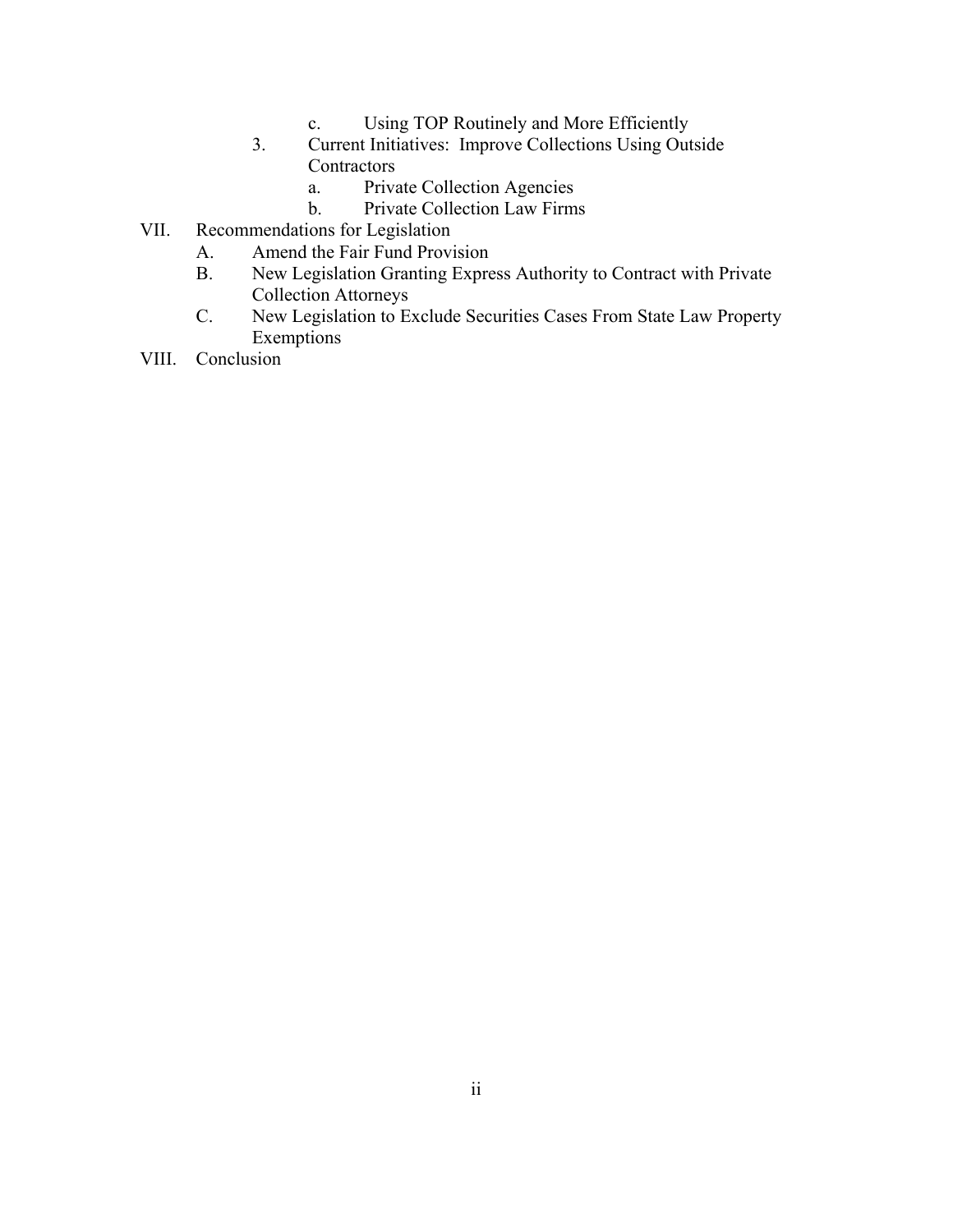- c. Using TOP Routinely and More Efficiently
- 3. Current Initiatives: Improve Collections Using Outside Contractors
  - a. Private Collection Agencies
  - b. Private Collection Law Firms

VII. Recommendations for Legislation

- A. Amend the Fair Fund Provision
- B. New Legislation Granting Express Authority to Contract with Private Collection Attorneys
- C. New Legislation to Exclude Securities Cases From State Law Property Exemptions

VIII. Conclusion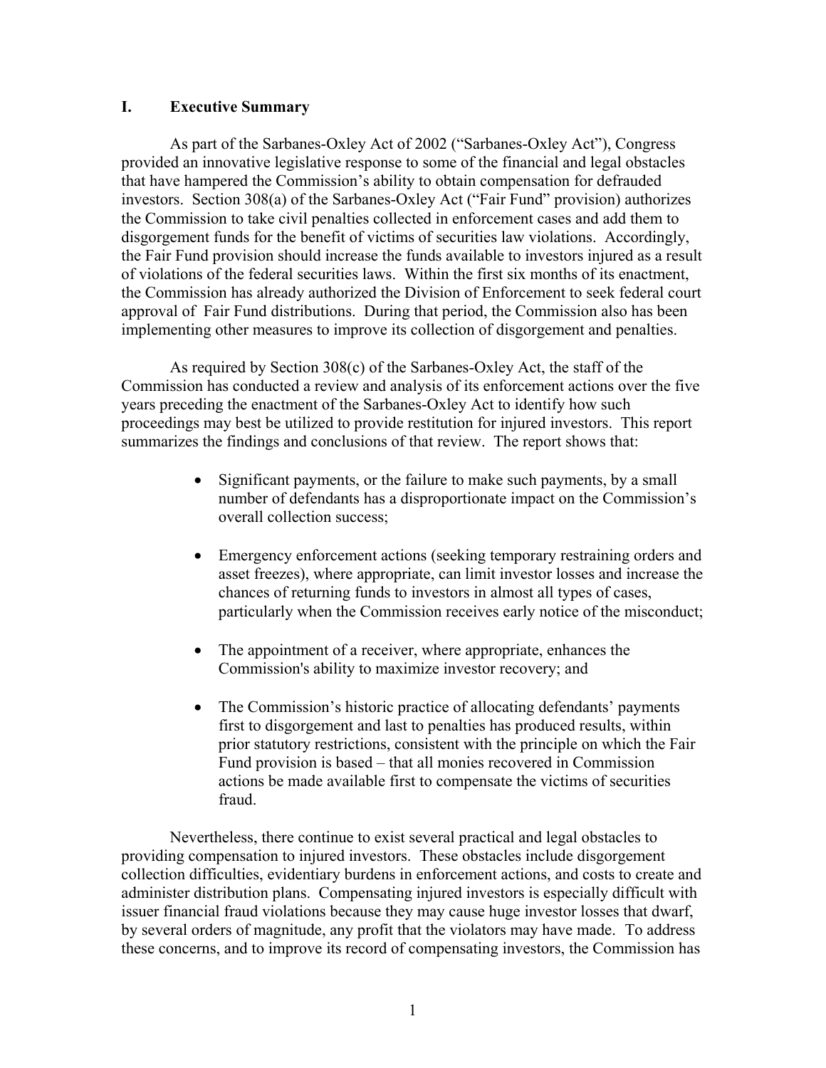## I. Executive Summary

As part of the Sarbanes-Oxley Act of 2002 ("Sarbanes-Oxley Act"), Congress provided an innovative legislative response to some of the financial and legal obstacles that have hampered the Commission's ability to obtain compensation for defrauded investors. Section 308(a) of the Sarbanes-Oxley Act ("Fair Fund" provision) authorizes the Commission to take civil penalties collected in enforcement cases and add them to disgorgement funds for the benefit of victims of securities law violations. Accordingly, the Fair Fund provision should increase the funds available to investors injured as a result of violations of the federal securities laws. Within the first six months of its enactment, the Commission has already authorized the Division of Enforcement to seek federal court approval of Fair Fund distributions. During that period, the Commission also has been implementing other measures to improve its collection of disgorgement and penalties.

As required by Section 308(c) of the Sarbanes-Oxley Act, the staff of the Commission has conducted a review and analysis of its enforcement actions over the five years preceding the enactment of the Sarbanes-Oxley Act to identify how such proceedings may best be utilized to provide restitution for injured investors. This report summarizes the findings and conclusions of that review. The report shows that:

- Significant payments, or the failure to make such payments, by a small number of defendants has a disproportionate impact on the Commission's overall collection success;
- Emergency enforcement actions (seeking temporary restraining orders and asset freezes), where appropriate, can limit investor losses and increase the chances of returning funds to investors in almost all types of cases, particularly when the Commission receives early notice of the misconduct;
- The appointment of a receiver, where appropriate, enhances the Commission's ability to maximize investor recovery; and
- The Commission's historic practice of allocating defendants' payments first to disgorgement and last to penalties has produced results, within prior statutory restrictions, consistent with the principle on which the Fair Fund provision is based – that all monies recovered in Commission actions be made available first to compensate the victims of securities fraud.

Nevertheless, there continue to exist several practical and legal obstacles to providing compensation to injured investors. These obstacles include disgorgement collection difficulties, evidentiary burdens in enforcement actions, and costs to create and administer distribution plans. Compensating injured investors is especially difficult with issuer financial fraud violations because they may cause huge investor losses that dwarf, by several orders of magnitude, any profit that the violators may have made. To address these concerns, and to improve its record of compensating investors, the Commission has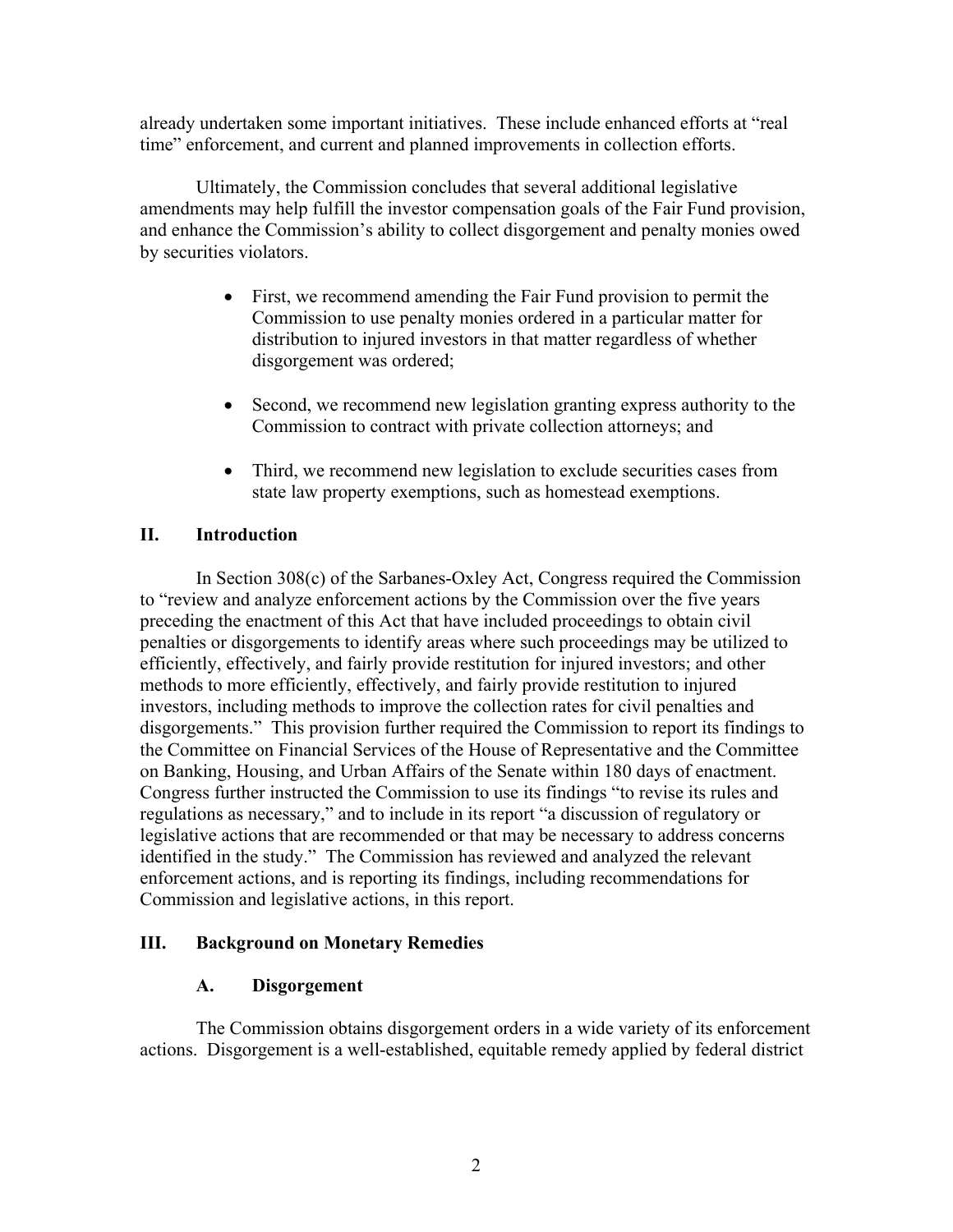already undertaken some important initiatives. These include enhanced efforts at "real time" enforcement, and current and planned improvements in collection efforts.

Ultimately, the Commission concludes that several additional legislative amendments may help fulfill the investor compensation goals of the Fair Fund provision, and enhance the Commission's ability to collect disgorgement and penalty monies owed by securities violators.

- First, we recommend amending the Fair Fund provision to permit the Commission to use penalty monies ordered in a particular matter for distribution to injured investors in that matter regardless of whether disgorgement was ordered;

- Second, we recommend new legislation granting express authority to the Commission to contract with private collection attorneys; and

- Third, we recommend new legislation to exclude securities cases from state law property exemptions, such as homestead exemptions.

## II. Introduction

In Section 308(c) of the Sarbanes-Oxley Act, Congress required the Commission to "review and analyze enforcement actions by the Commission over the five years preceding the enactment of this Act that have included proceedings to obtain civil penalties or disgorgements to identify areas where such proceedings may be utilized to efficiently, effectively, and fairly provide restitution for injured investors; and other methods to more efficiently, effectively, and fairly provide restitution to injured investors, including methods to improve the collection rates for civil penalties and disgorgements." This provision further required the Commission to report its findings to the Committee on Financial Services of the House of Representative and the Committee on Banking, Housing, and Urban Affairs of the Senate within 180 days of enactment. Congress further instructed the Commission to use its findings "to revise its rules and regulations as necessary," and to include in its report "a discussion of regulatory or legislative actions that are recommended or that may be necessary to address concerns identified in the study." The Commission has reviewed and analyzed the relevant enforcement actions, and is reporting its findings, including recommendations for Commission and legislative actions, in this report.

## III. Background on Monetary Remedies

### A. Disgorgement

The Commission obtains disgorgement orders in a wide variety of its enforcement actions. Disgorgement is a well-established, equitable remedy applied by federal district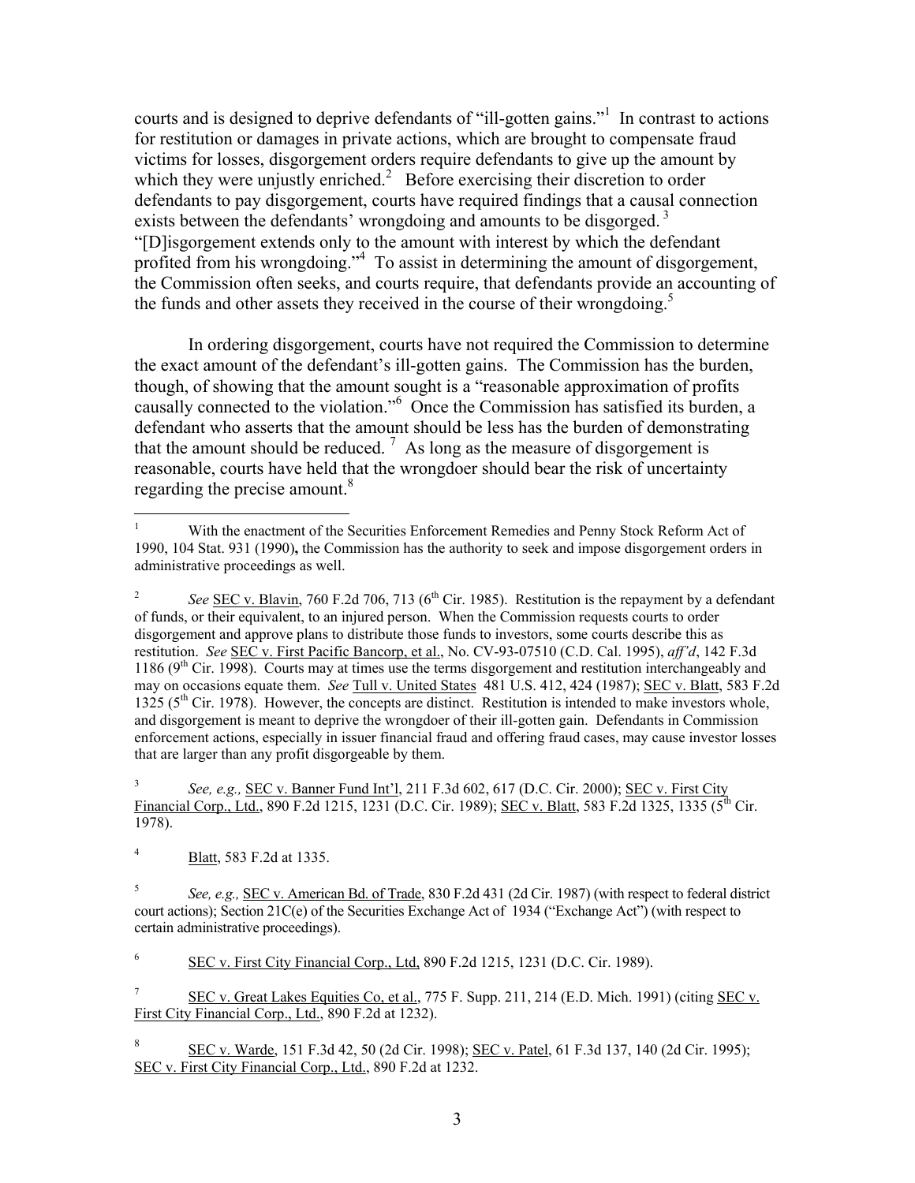courts and is designed to deprive defendants of "ill-gotten gains."[1] In contrast to actions for restitution or damages in private actions, which are brought to compensate fraud victims for losses, disgorgement orders require defendants to give up the amount by which they were unjustly enriched.[2] Before exercising their discretion to order defendants to pay disgorgement, courts have required findings that a causal connection exists between the defendants' wrongdoing and amounts to be disgorged.[3] "[D]isgorgement extends only to the amount with interest by which the defendant profited from his wrongdoing."[4] To assist in determining the amount of disgorgement, the Commission often seeks, and courts require, that defendants provide an accounting of the funds and other assets they received in the course of their wrongdoing.[5]

In ordering disgorgement, courts have not required the Commission to determine the exact amount of the defendant's ill-gotten gains. The Commission has the burden, though, of showing that the amount sought is a "reasonable approximation of profits causally connected to the violation."[6] Once the Commission has satisfied its burden, a defendant who asserts that the amount should be less has the burden of demonstrating that the amount should be reduced.[7] As long as the measure of disgorgement is reasonable, courts have held that the wrongdoer should bear the risk of uncertainty regarding the precise amount.[8]

---

[1] With the enactment of the Securities Enforcement Remedies and Penny Stock Reform Act of 1990, 104 Stat. 931 (1990), the Commission has the authority to seek and impose disgorgement orders in administrative proceedings as well.

[2] *See* SEC v. Blavin, 760 F.2d 706, 713 (6th Cir. 1985). Restitution is the repayment by a defendant of funds, or their equivalent, to an injured person. When the Commission requests courts to order disgorgement and approve plans to distribute those funds to investors, some courts describe this as restitution. *See* SEC v. First Pacific Bancorp, et al., No. CV-93-07510 (C.D. Cal. 1995), *aff'd*, 142 F.3d 1186 (9th Cir. 1998). Courts may at times use the terms disgorgement and restitution interchangeably and may on occasions equate them. *See* Tull v. United States 481 U.S. 412, 424 (1987); SEC v. Blatt, 583 F.2d 1325 (5th Cir. 1978). However, the concepts are distinct. Restitution is intended to make investors whole, and disgorgement is meant to deprive the wrongdoer of their ill-gotten gain. Defendants in Commission enforcement actions, especially in issuer financial fraud and offering fraud cases, may cause investor losses that are larger than any profit disgorgeable by them.

[3] *See, e.g.,* SEC v. Banner Fund Int'l, 211 F.3d 602, 617 (D.C. Cir. 2000); SEC v. First City Financial Corp., Ltd., 890 F.2d 1215, 1231 (D.C. Cir. 1989); SEC v. Blatt, 583 F.2d 1325, 1335 (5th Cir. 1978).

[4] Blatt, 583 F.2d at 1335.

[5] *See, e.g.,* SEC v. American Bd. of Trade, 830 F.2d 431 (2d Cir. 1987) (with respect to federal district court actions); Section 21C(e) of the Securities Exchange Act of 1934 ("Exchange Act") (with respect to certain administrative proceedings).

[6] SEC v. First City Financial Corp., Ltd, 890 F.2d 1215, 1231 (D.C. Cir. 1989).

[7] SEC v. Great Lakes Equities Co, et al., 775 F. Supp. 211, 214 (E.D. Mich. 1991) (citing SEC v. First City Financial Corp., Ltd., 890 F.2d at 1232).

[8] SEC v. Warde, 151 F.3d 42, 50 (2d Cir. 1998); SEC v. Patel, 61 F.3d 137, 140 (2d Cir. 1995); SEC v. First City Financial Corp., Ltd., 890 F.2d at 1232.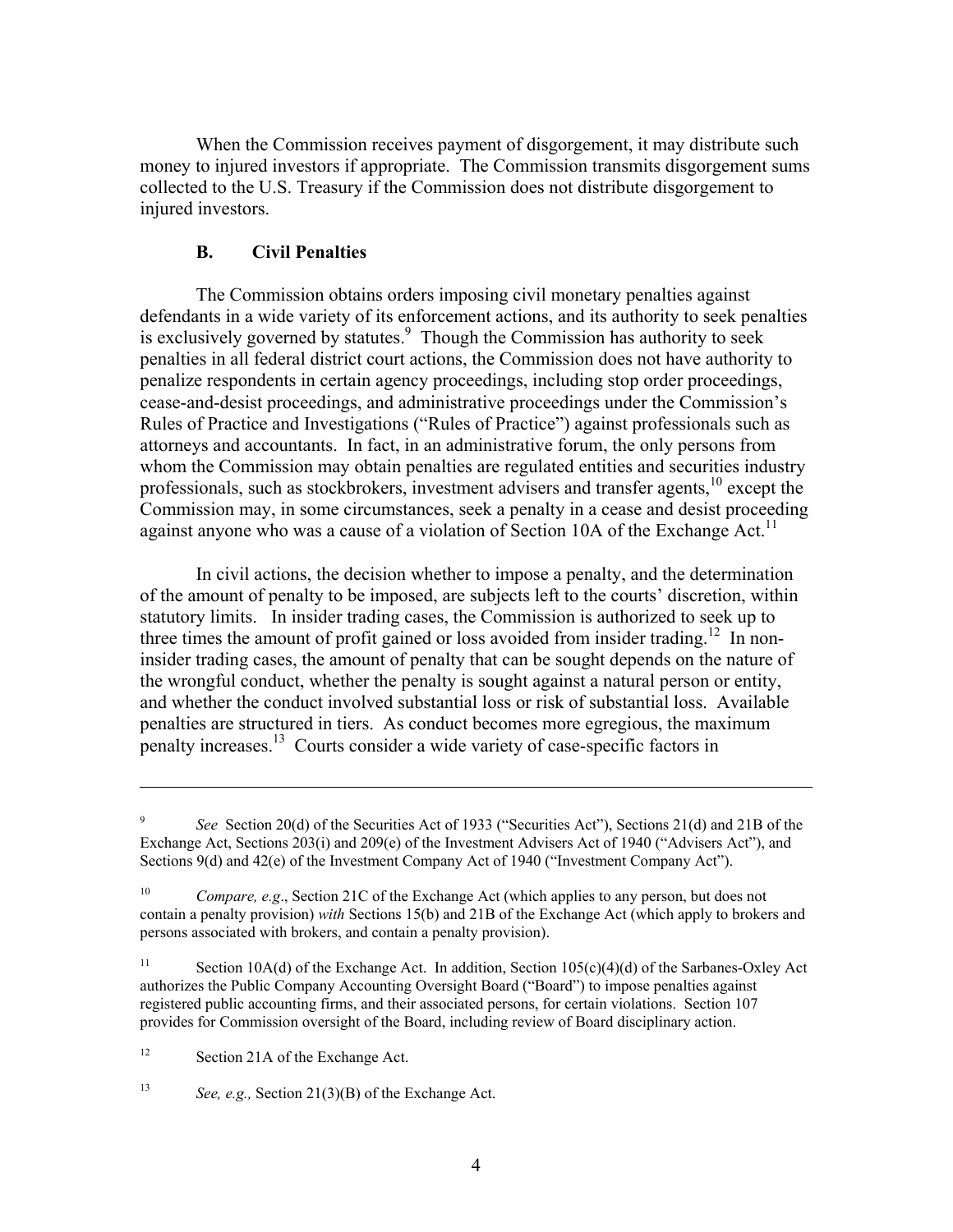When the Commission receives payment of disgorgement, it may distribute such money to injured investors if appropriate. The Commission transmits disgorgement sums collected to the U.S. Treasury if the Commission does not distribute disgorgement to injured investors.

### B. Civil Penalties

The Commission obtains orders imposing civil monetary penalties against defendants in a wide variety of its enforcement actions, and its authority to seek penalties is exclusively governed by statutes.[9] Though the Commission has authority to seek penalties in all federal district court actions, the Commission does not have authority to penalize respondents in certain agency proceedings, including stop order proceedings, cease-and-desist proceedings, and administrative proceedings under the Commission's Rules of Practice and Investigations ("Rules of Practice") against professionals such as attorneys and accountants. In fact, in an administrative forum, the only persons from whom the Commission may obtain penalties are regulated entities and securities industry professionals, such as stockbrokers, investment advisers and transfer agents,[10] except the Commission may, in some circumstances, seek a penalty in a cease and desist proceeding against anyone who was a cause of a violation of Section 10A of the Exchange Act.[11]

In civil actions, the decision whether to impose a penalty, and the determination of the amount of penalty to be imposed, are subjects left to the courts' discretion, within statutory limits. In insider trading cases, the Commission is authorized to seek up to three times the amount of profit gained or loss avoided from insider trading.[12] In non-insider trading cases, the amount of penalty that can be sought depends on the nature of the wrongful conduct, whether the penalty is sought against a natural person or entity, and whether the conduct involved substantial loss or risk of substantial loss. Available penalties are structured in tiers. As conduct becomes more egregious, the maximum penalty increases.[13] Courts consider a wide variety of case-specific factors in

---

[9] *See* Section 20(d) of the Securities Act of 1933 ("Securities Act"), Sections 21(d) and 21B of the Exchange Act, Sections 203(i) and 209(e) of the Investment Advisers Act of 1940 ("Advisers Act"), and Sections 9(d) and 42(e) of the Investment Company Act of 1940 ("Investment Company Act").

[10] *Compare, e.g*., Section 21C of the Exchange Act (which applies to any person, but does not contain a penalty provision) *with* Sections 15(b) and 21B of the Exchange Act (which apply to brokers and persons associated with brokers, and contain a penalty provision).

[11] Section 10A(d) of the Exchange Act. In addition, Section 105(c)(4)(d) of the Sarbanes-Oxley Act authorizes the Public Company Accounting Oversight Board ("Board") to impose penalties against registered public accounting firms, and their associated persons, for certain violations. Section 107 provides for Commission oversight of the Board, including review of Board disciplinary action.

[12] Section 21A of the Exchange Act.

[13] *See, e.g.,* Section 21(3)(B) of the Exchange Act.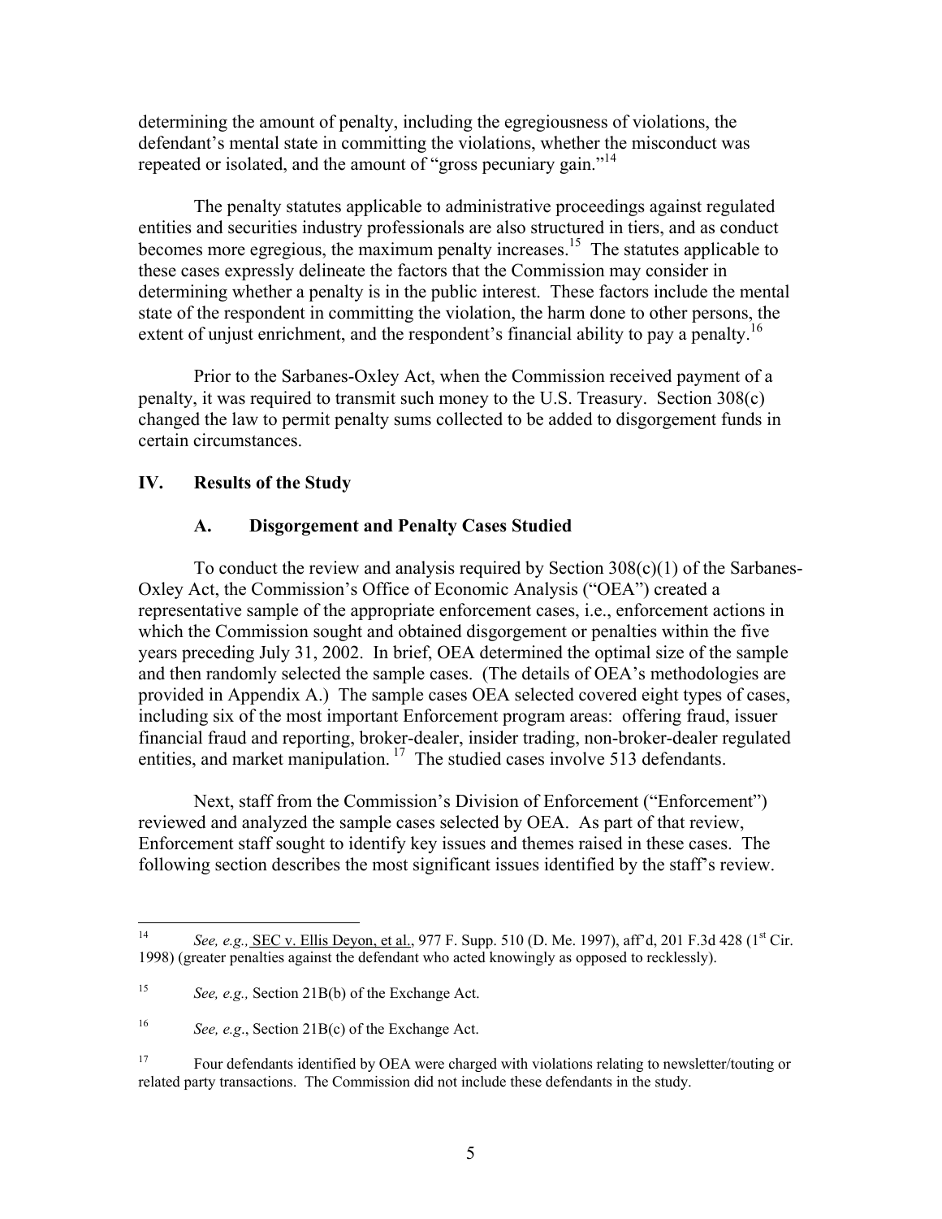determining the amount of penalty, including the egregiousness of violations, the defendant's mental state in committing the violations, whether the misconduct was repeated or isolated, and the amount of "gross pecuniary gain."[14]

The penalty statutes applicable to administrative proceedings against regulated entities and securities industry professionals are also structured in tiers, and as conduct becomes more egregious, the maximum penalty increases.[15] The statutes applicable to these cases expressly delineate the factors that the Commission may consider in determining whether a penalty is in the public interest. These factors include the mental state of the respondent in committing the violation, the harm done to other persons, the extent of unjust enrichment, and the respondent's financial ability to pay a penalty.[16]

Prior to the Sarbanes-Oxley Act, when the Commission received payment of a penalty, it was required to transmit such money to the U.S. Treasury. Section 308(c) changed the law to permit penalty sums collected to be added to disgorgement funds in certain circumstances.

## IV. Results of the Study

### A. Disgorgement and Penalty Cases Studied

To conduct the review and analysis required by Section 308(c)(1) of the Sarbanes-Oxley Act, the Commission's Office of Economic Analysis ("OEA") created a representative sample of the appropriate enforcement cases, i.e., enforcement actions in which the Commission sought and obtained disgorgement or penalties within the five years preceding July 31, 2002. In brief, OEA determined the optimal size of the sample and then randomly selected the sample cases. (The details of OEA's methodologies are provided in Appendix A.) The sample cases OEA selected covered eight types of cases, including six of the most important Enforcement program areas: offering fraud, issuer financial fraud and reporting, broker-dealer, insider trading, non-broker-dealer regulated entities, and market manipulation.[17] The studied cases involve 513 defendants.

Next, staff from the Commission's Division of Enforcement ("Enforcement") reviewed and analyzed the sample cases selected by OEA. As part of that review, Enforcement staff sought to identify key issues and themes raised in these cases. The following section describes the most significant issues identified by the staff's review.

---

[14] *See, e.g.,* SEC v. Ellis Deyon, et al., 977 F. Supp. 510 (D. Me. 1997), aff'd, 201 F.3d 428 (1st Cir. 1998) (greater penalties against the defendant who acted knowingly as opposed to recklessly).

[15] *See, e.g.,* Section 21B(b) of the Exchange Act.

[16] *See, e.g.*, Section 21B(c) of the Exchange Act.

[17] Four defendants identified by OEA were charged with violations relating to newsletter/touting or related party transactions. The Commission did not include these defendants in the study.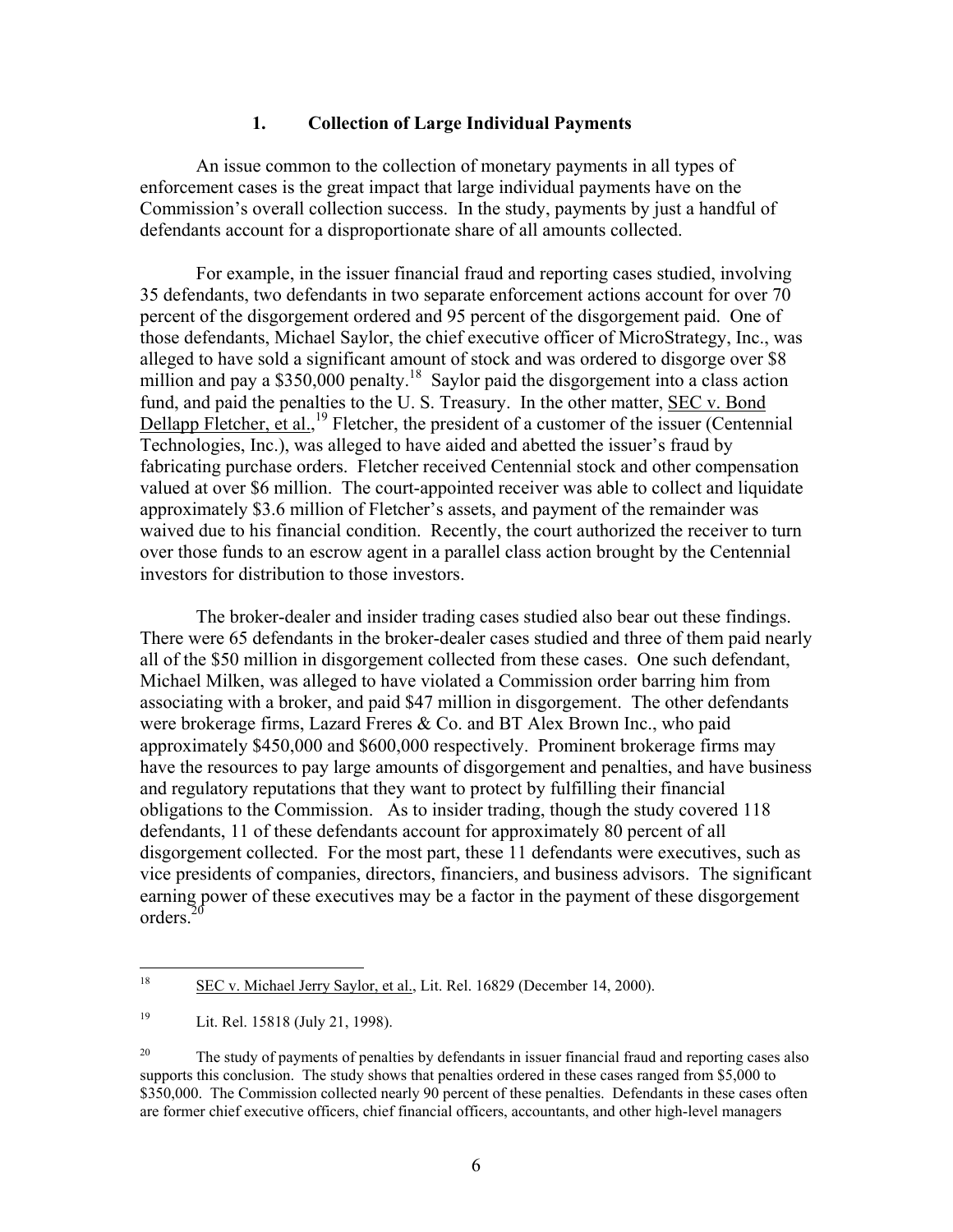### 1. Collection of Large Individual Payments

An issue common to the collection of monetary payments in all types of enforcement cases is the great impact that large individual payments have on the Commission's overall collection success. In the study, payments by just a handful of defendants account for a disproportionate share of all amounts collected.

For example, in the issuer financial fraud and reporting cases studied, involving 35 defendants, two defendants in two separate enforcement actions account for over 70 percent of the disgorgement ordered and 95 percent of the disgorgement paid. One of those defendants, Michael Saylor, the chief executive officer of MicroStrategy, Inc., was alleged to have sold a significant amount of stock and was ordered to disgorge over $8 million and pay a $350,000 penalty.[18] Saylor paid the disgorgement into a class action fund, and paid the penalties to the U. S. Treasury. In the other matter, SEC v. Bond Dellapp Fletcher, et al.,[19] Fletcher, the president of a customer of the issuer (Centennial Technologies, Inc.), was alleged to have aided and abetted the issuer's fraud by fabricating purchase orders. Fletcher received Centennial stock and other compensation valued at over $6 million. The court-appointed receiver was able to collect and liquidate approximately $3.6 million of Fletcher's assets, and payment of the remainder was waived due to his financial condition. Recently, the court authorized the receiver to turn over those funds to an escrow agent in a parallel class action brought by the Centennial investors for distribution to those investors.

The broker-dealer and insider trading cases studied also bear out these findings. There were 65 defendants in the broker-dealer cases studied and three of them paid nearly all of the $50 million in disgorgement collected from these cases. One such defendant, Michael Milken, was alleged to have violated a Commission order barring him from associating with a broker, and paid $47 million in disgorgement. The other defendants were brokerage firms, Lazard Freres & Co. and BT Alex Brown Inc., who paid approximately $450,000 and $600,000 respectively. Prominent brokerage firms may have the resources to pay large amounts of disgorgement and penalties, and have business and regulatory reputations that they want to protect by fulfilling their financial obligations to the Commission. As to insider trading, though the study covered 118 defendants, 11 of these defendants account for approximately 80 percent of all disgorgement collected. For the most part, these 11 defendants were executives, such as vice presidents of companies, directors, financiers, and business advisors. The significant earning power of these executives may be a factor in the payment of these disgorgement orders.[20]

---

[18] SEC v. Michael Jerry Saylor, et al., Lit. Rel. 16829 (December 14, 2000).

[19] Lit. Rel. 15818 (July 21, 1998).

[20] The study of payments of penalties by defendants in issuer financial fraud and reporting cases also supports this conclusion. The study shows that penalties ordered in these cases ranged from $5,000 to $350,000. The Commission collected nearly 90 percent of these penalties. Defendants in these cases often are former chief executive officers, chief financial officers, accountants, and other high-level managers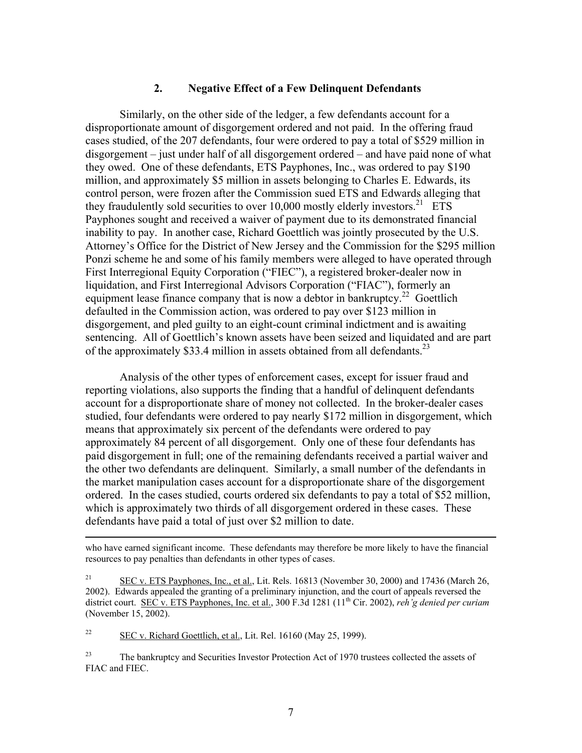### 2. Negative Effect of a Few Delinquent Defendants

Similarly, on the other side of the ledger, a few defendants account for a disproportionate amount of disgorgement ordered and not paid. In the offering fraud cases studied, of the 207 defendants, four were ordered to pay a total of $529 million in disgorgement – just under half of all disgorgement ordered – and have paid none of what they owed. One of these defendants, ETS Payphones, Inc., was ordered to pay $190 million, and approximately $5 million in assets belonging to Charles E. Edwards, its control person, were frozen after the Commission sued ETS and Edwards alleging that they fraudulently sold securities to over 10,000 mostly elderly investors.[21] ETS Payphones sought and received a waiver of payment due to its demonstrated financial inability to pay. In another case, Richard Goettlich was jointly prosecuted by the U.S. Attorney's Office for the District of New Jersey and the Commission for the $295 million Ponzi scheme he and some of his family members were alleged to have operated through First Interregional Equity Corporation ("FIEC"), a registered broker-dealer now in liquidation, and First Interregional Advisors Corporation ("FIAC"), formerly an equipment lease finance company that is now a debtor in bankruptcy.[22] Goettlich defaulted in the Commission action, was ordered to pay over $123 million in disgorgement, and pled guilty to an eight-count criminal indictment and is awaiting sentencing. All of Goettlich's known assets have been seized and liquidated and are part of the approximately $33.4 million in assets obtained from all defendants.[23]

Analysis of the other types of enforcement cases, except for issuer fraud and reporting violations, also supports the finding that a handful of delinquent defendants account for a disproportionate share of money not collected. In the broker-dealer cases studied, four defendants were ordered to pay nearly $172 million in disgorgement, which means that approximately six percent of the defendants were ordered to pay approximately 84 percent of all disgorgement. Only one of these four defendants has paid disgorgement in full; one of the remaining defendants received a partial waiver and the other two defendants are delinquent. Similarly, a small number of the defendants in the market manipulation cases account for a disproportionate share of the disgorgement ordered. In the cases studied, courts ordered six defendants to pay a total of $52 million, which is approximately two thirds of all disgorgement ordered in these cases. These defendants have paid a total of just over $2 million to date.

---

who have earned significant income. These defendants may therefore be more likely to have the financial resources to pay penalties than defendants in other types of cases.

[21] SEC v. ETS Payphones, Inc., et al., Lit. Rels. 16813 (November 30, 2000) and 17436 (March 26, 2002). Edwards appealed the granting of a preliminary injunction, and the court of appeals reversed the district court. SEC v. ETS Payphones, Inc. et al., 300 F.3d 1281 (11th Cir. 2002), *reh'g denied per curiam* (November 15, 2002).

[22] SEC v. Richard Goettlich, et al., Lit. Rel. 16160 (May 25, 1999).

[23] The bankruptcy and Securities Investor Protection Act of 1970 trustees collected the assets of FIAC and FIEC.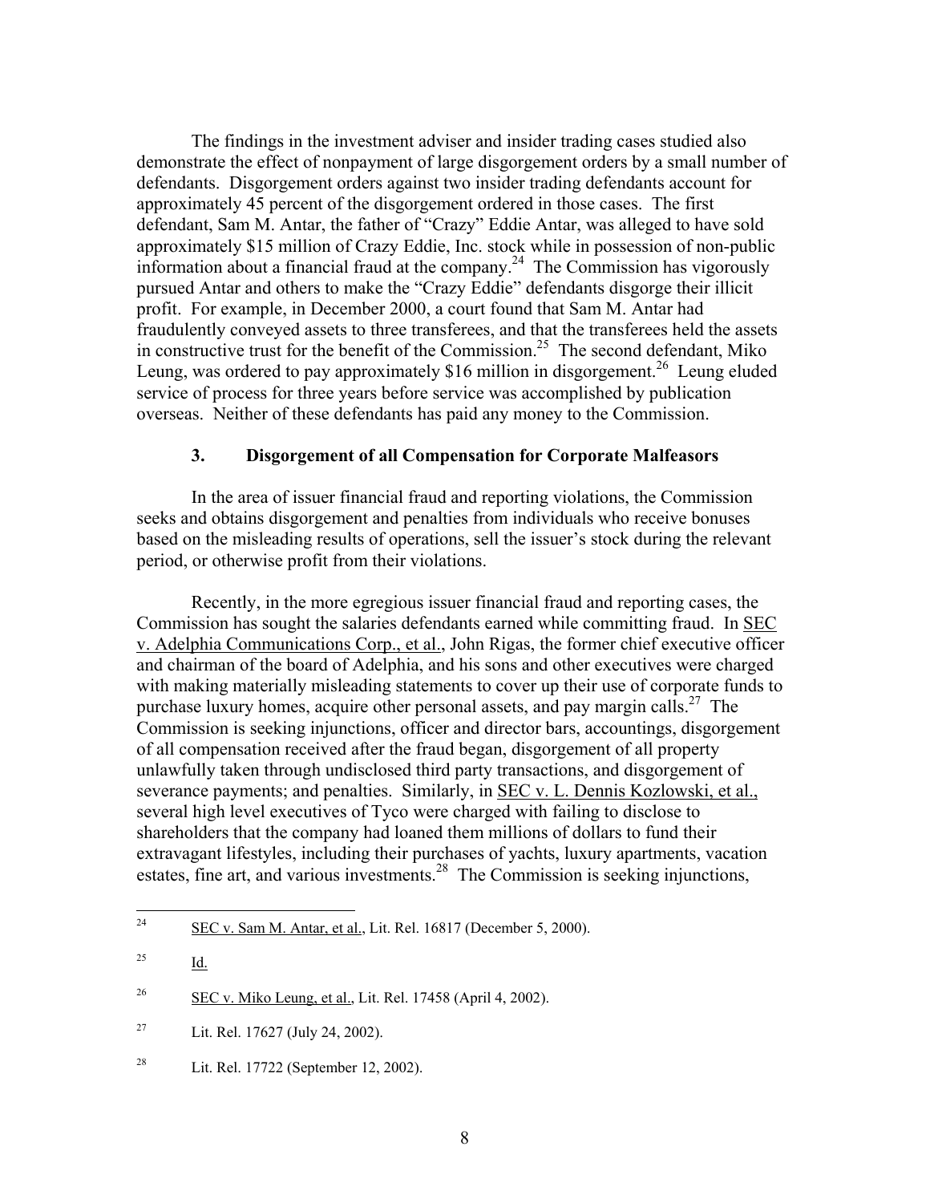The findings in the investment adviser and insider trading cases studied also demonstrate the effect of nonpayment of large disgorgement orders by a small number of defendants. Disgorgement orders against two insider trading defendants account for approximately 45 percent of the disgorgement ordered in those cases. The first defendant, Sam M. Antar, the father of "Crazy" Eddie Antar, was alleged to have sold approximately $15 million of Crazy Eddie, Inc. stock while in possession of non-public information about a financial fraud at the company.[24] The Commission has vigorously pursued Antar and others to make the "Crazy Eddie" defendants disgorge their illicit profit. For example, in December 2000, a court found that Sam M. Antar had fraudulently conveyed assets to three transferees, and that the transferees held the assets in constructive trust for the benefit of the Commission.[25] The second defendant, Miko Leung, was ordered to pay approximately $16 million in disgorgement.[26] Leung eluded service of process for three years before service was accomplished by publication overseas. Neither of these defendants has paid any money to the Commission.

### 3. Disgorgement of all Compensation for Corporate Malfeasors

In the area of issuer financial fraud and reporting violations, the Commission seeks and obtains disgorgement and penalties from individuals who receive bonuses based on the misleading results of operations, sell the issuer's stock during the relevant period, or otherwise profit from their violations.

Recently, in the more egregious issuer financial fraud and reporting cases, the Commission has sought the salaries defendants earned while committing fraud. In SEC v. Adelphia Communications Corp., et al., John Rigas, the former chief executive officer and chairman of the board of Adelphia, and his sons and other executives were charged with making materially misleading statements to cover up their use of corporate funds to purchase luxury homes, acquire other personal assets, and pay margin calls.[27] The Commission is seeking injunctions, officer and director bars, accountings, disgorgement of all compensation received after the fraud began, disgorgement of all property unlawfully taken through undisclosed third party transactions, and disgorgement of severance payments; and penalties. Similarly, in SEC v. L. Dennis Kozlowski, et al., several high level executives of Tyco were charged with failing to disclose to shareholders that the company had loaned them millions of dollars to fund their extravagant lifestyles, including their purchases of yachts, luxury apartments, vacation estates, fine art, and various investments.[28] The Commission is seeking injunctions,

---

[24] SEC v. Sam M. Antar, et al., Lit. Rel. 16817 (December 5, 2000).

[25] Id.

[26] SEC v. Miko Leung, et al., Lit. Rel. 17458 (April 4, 2002).

[27] Lit. Rel. 17627 (July 24, 2002).

[28] Lit. Rel. 17722 (September 12, 2002).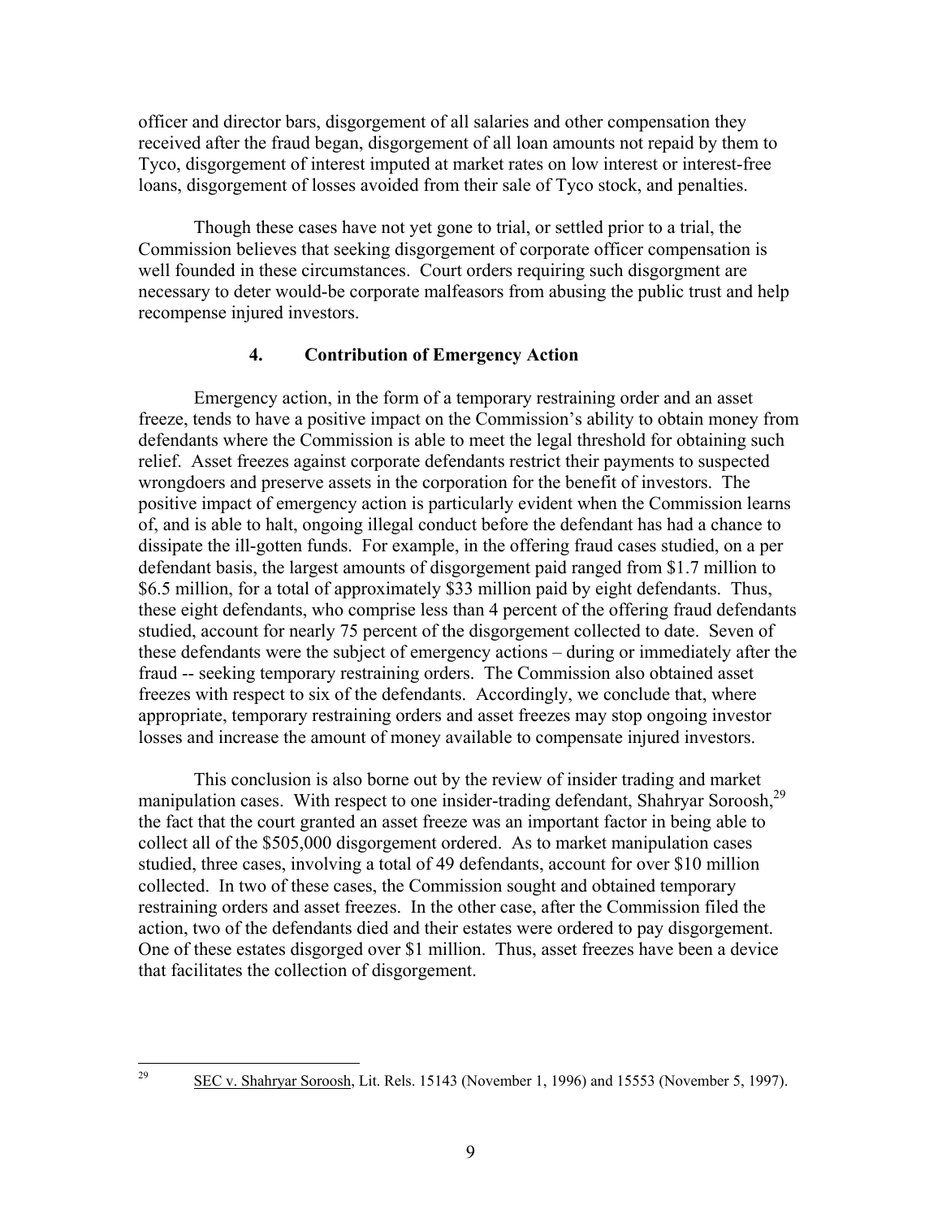officer and director bars, disgorgement of all salaries and other compensation they received after the fraud began, disgorgement of all loan amounts not repaid by them to Tyco, disgorgement of interest imputed at market rates on low interest or interest-free loans, disgorgement of losses avoided from their sale of Tyco stock, and penalties.

Though these cases have not yet gone to trial, or settled prior to a trial, the Commission believes that seeking disgorgement of corporate officer compensation is well founded in these circumstances. Court orders requiring such disgorgment are necessary to deter would-be corporate malfeasors from abusing the public trust and help recompense injured investors.

### 4. Contribution of Emergency Action

Emergency action, in the form of a temporary restraining order and an asset freeze, tends to have a positive impact on the Commission's ability to obtain money from defendants where the Commission is able to meet the legal threshold for obtaining such relief. Asset freezes against corporate defendants restrict their payments to suspected wrongdoers and preserve assets in the corporation for the benefit of investors. The positive impact of emergency action is particularly evident when the Commission learns of, and is able to halt, ongoing illegal conduct before the defendant has had a chance to dissipate the ill-gotten funds. For example, in the offering fraud cases studied, on a per defendant basis, the largest amounts of disgorgement paid ranged from \$1.7 million to \$6.5 million, for a total of approximately \$33 million paid by eight defendants. Thus, these eight defendants, who comprise less than 4 percent of the offering fraud defendants studied, account for nearly 75 percent of the disgorgement collected to date. Seven of these defendants were the subject of emergency actions – during or immediately after the fraud -- seeking temporary restraining orders. The Commission also obtained asset freezes with respect to six of the defendants. Accordingly, we conclude that, where appropriate, temporary restraining orders and asset freezes may stop ongoing investor losses and increase the amount of money available to compensate injured investors.

This conclusion is also borne out by the review of insider trading and market manipulation cases. With respect to one insider-trading defendant, Shahryar Soroosh,[29] the fact that the court granted an asset freeze was an important factor in being able to collect all of the \$505,000 disgorgement ordered. As to market manipulation cases studied, three cases, involving a total of 49 defendants, account for over \$10 million collected. In two of these cases, the Commission sought and obtained temporary restraining orders and asset freezes. In the other case, after the Commission filed the action, two of the defendants died and their estates were ordered to pay disgorgement. One of these estates disgorged over \$1 million. Thus, asset freezes have been a device that facilitates the collection of disgorgement.

---

[29] SEC v. Shahryar Soroosh, Lit. Rels. 15143 (November 1, 1996) and 15553 (November 5, 1997).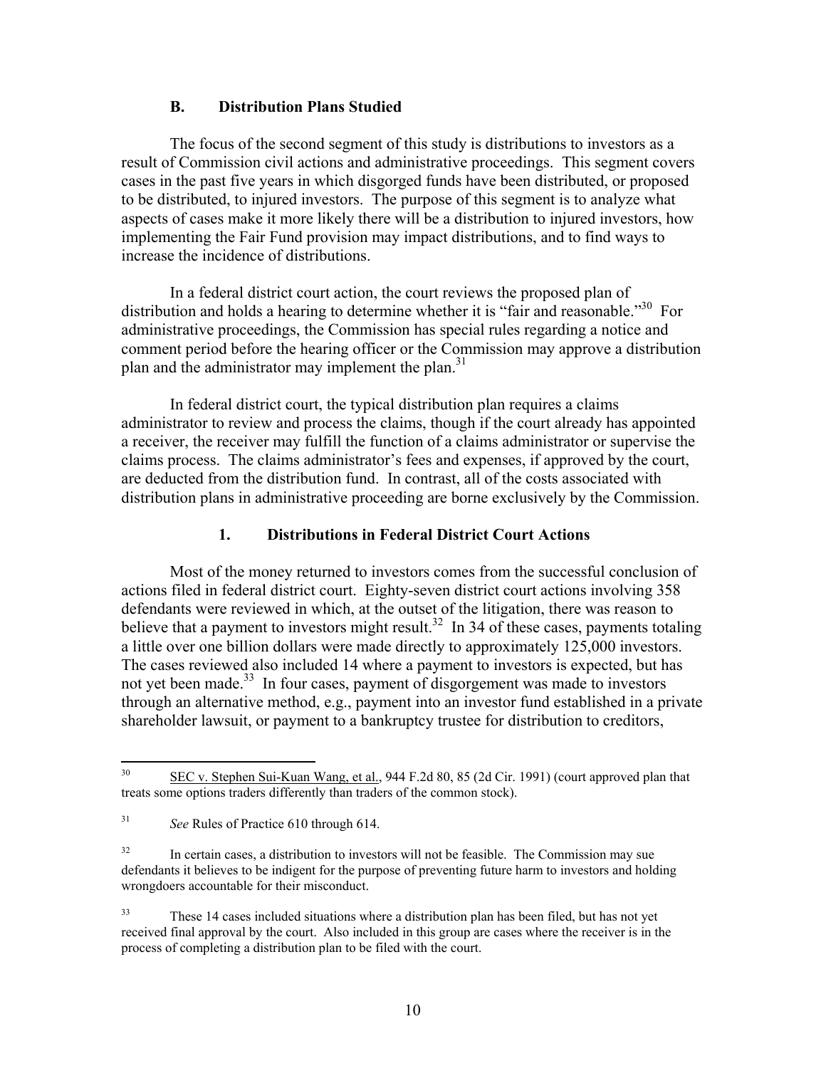### B. Distribution Plans Studied

The focus of the second segment of this study is distributions to investors as a result of Commission civil actions and administrative proceedings. This segment covers cases in the past five years in which disgorged funds have been distributed, or proposed to be distributed, to injured investors. The purpose of this segment is to analyze what aspects of cases make it more likely there will be a distribution to injured investors, how implementing the Fair Fund provision may impact distributions, and to find ways to increase the incidence of distributions.

In a federal district court action, the court reviews the proposed plan of distribution and holds a hearing to determine whether it is "fair and reasonable."[30] For administrative proceedings, the Commission has special rules regarding a notice and comment period before the hearing officer or the Commission may approve a distribution plan and the administrator may implement the plan.[31]

In federal district court, the typical distribution plan requires a claims administrator to review and process the claims, though if the court already has appointed a receiver, the receiver may fulfill the function of a claims administrator or supervise the claims process. The claims administrator's fees and expenses, if approved by the court, are deducted from the distribution fund. In contrast, all of the costs associated with distribution plans in administrative proceeding are borne exclusively by the Commission.

#### 1. Distributions in Federal District Court Actions

Most of the money returned to investors comes from the successful conclusion of actions filed in federal district court. Eighty-seven district court actions involving 358 defendants were reviewed in which, at the outset of the litigation, there was reason to believe that a payment to investors might result.[32] In 34 of these cases, payments totaling a little over one billion dollars were made directly to approximately 125,000 investors. The cases reviewed also included 14 where a payment to investors is expected, but has not yet been made.[33] In four cases, payment of disgorgement was made to investors through an alternative method, e.g., payment into an investor fund established in a private shareholder lawsuit, or payment to a bankruptcy trustee for distribution to creditors,

---

[30] SEC v. Stephen Sui-Kuan Wang, et al., 944 F.2d 80, 85 (2d Cir. 1991) (court approved plan that treats some options traders differently than traders of the common stock).

[31] *See* Rules of Practice 610 through 614.

[32] In certain cases, a distribution to investors will not be feasible. The Commission may sue defendants it believes to be indigent for the purpose of preventing future harm to investors and holding wrongdoers accountable for their misconduct.

[33] These 14 cases included situations where a distribution plan has been filed, but has not yet received final approval by the court. Also included in this group are cases where the receiver is in the process of completing a distribution plan to be filed with the court.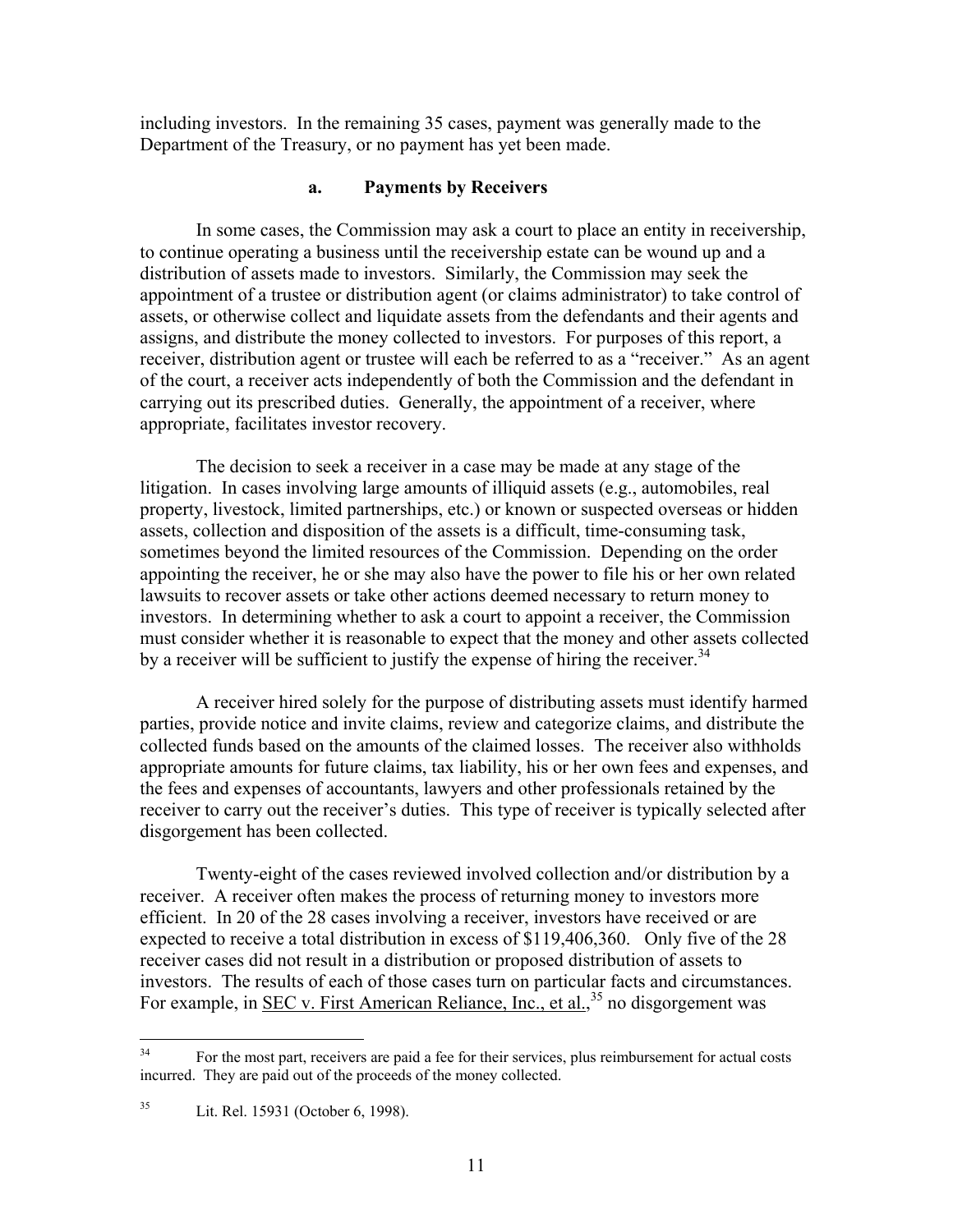including investors. In the remaining 35 cases, payment was generally made to the Department of the Treasury, or no payment has yet been made.

### a. Payments by Receivers

In some cases, the Commission may ask a court to place an entity in receivership, to continue operating a business until the receivership estate can be wound up and a distribution of assets made to investors. Similarly, the Commission may seek the appointment of a trustee or distribution agent (or claims administrator) to take control of assets, or otherwise collect and liquidate assets from the defendants and their agents and assigns, and distribute the money collected to investors. For purposes of this report, a receiver, distribution agent or trustee will each be referred to as a "receiver." As an agent of the court, a receiver acts independently of both the Commission and the defendant in carrying out its prescribed duties. Generally, the appointment of a receiver, where appropriate, facilitates investor recovery.

The decision to seek a receiver in a case may be made at any stage of the litigation. In cases involving large amounts of illiquid assets (e.g., automobiles, real property, livestock, limited partnerships, etc.) or known or suspected overseas or hidden assets, collection and disposition of the assets is a difficult, time-consuming task, sometimes beyond the limited resources of the Commission. Depending on the order appointing the receiver, he or she may also have the power to file his or her own related lawsuits to recover assets or take other actions deemed necessary to return money to investors. In determining whether to ask a court to appoint a receiver, the Commission must consider whether it is reasonable to expect that the money and other assets collected by a receiver will be sufficient to justify the expense of hiring the receiver.[34]

A receiver hired solely for the purpose of distributing assets must identify harmed parties, provide notice and invite claims, review and categorize claims, and distribute the collected funds based on the amounts of the claimed losses. The receiver also withholds appropriate amounts for future claims, tax liability, his or her own fees and expenses, and the fees and expenses of accountants, lawyers and other professionals retained by the receiver to carry out the receiver's duties. This type of receiver is typically selected after disgorgement has been collected.

Twenty-eight of the cases reviewed involved collection and/or distribution by a receiver. A receiver often makes the process of returning money to investors more efficient. In 20 of the 28 cases involving a receiver, investors have received or are expected to receive a total distribution in excess of $119,406,360. Only five of the 28 receiver cases did not result in a distribution or proposed distribution of assets to investors. The results of each of those cases turn on particular facts and circumstances. For example, in <u>SEC v. First American Reliance, Inc., et al.</u>,[35] no disgorgement was

---

[34] For the most part, receivers are paid a fee for their services, plus reimbursement for actual costs incurred. They are paid out of the proceeds of the money collected.

[35] Lit. Rel. 15931 (October 6, 1998).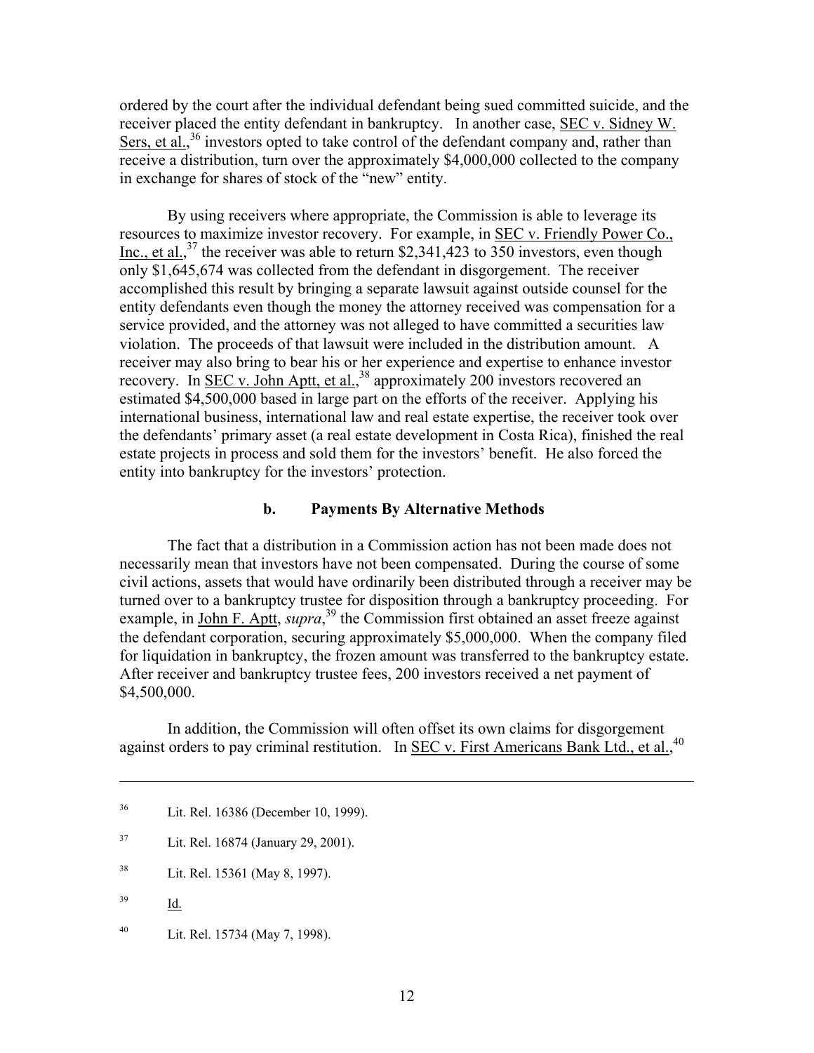ordered by the court after the individual defendant being sued committed suicide, and the receiver placed the entity defendant in bankruptcy. In another case, SEC v. Sidney W. Sers, et al.,[36] investors opted to take control of the defendant company and, rather than receive a distribution, turn over the approximately $4,000,000 collected to the company in exchange for shares of stock of the "new" entity.

By using receivers where appropriate, the Commission is able to leverage its resources to maximize investor recovery. For example, in SEC v. Friendly Power Co., Inc., et al.,[37] the receiver was able to return $2,341,423 to 350 investors, even though only $1,645,674 was collected from the defendant in disgorgement. The receiver accomplished this result by bringing a separate lawsuit against outside counsel for the entity defendants even though the money the attorney received was compensation for a service provided, and the attorney was not alleged to have committed a securities law violation. The proceeds of that lawsuit were included in the distribution amount. A receiver may also bring to bear his or her experience and expertise to enhance investor recovery. In SEC v. John Aptt, et al.,[38] approximately 200 investors recovered an estimated $4,500,000 based in large part on the efforts of the receiver. Applying his international business, international law and real estate expertise, the receiver took over the defendants' primary asset (a real estate development in Costa Rica), finished the real estate projects in process and sold them for the investors' benefit. He also forced the entity into bankruptcy for the investors' protection.

### b. Payments By Alternative Methods

The fact that a distribution in a Commission action has not been made does not necessarily mean that investors have not been compensated. During the course of some civil actions, assets that would have ordinarily been distributed through a receiver may be turned over to a bankruptcy trustee for disposition through a bankruptcy proceeding. For example, in John F. Aptt, *supra*,[39] the Commission first obtained an asset freeze against the defendant corporation, securing approximately $5,000,000. When the company filed for liquidation in bankruptcy, the frozen amount was transferred to the bankruptcy estate. After receiver and bankruptcy trustee fees, 200 investors received a net payment of $4,500,000.

In addition, the Commission will often offset its own claims for disgorgement against orders to pay criminal restitution. In SEC v. First Americans Bank Ltd., et al.,[40]

---

[36] Lit. Rel. 16386 (December 10, 1999).

[37] Lit. Rel. 16874 (January 29, 2001).

[38] Lit. Rel. 15361 (May 8, 1997).

[39] Id.

[40] Lit. Rel. 15734 (May 7, 1998).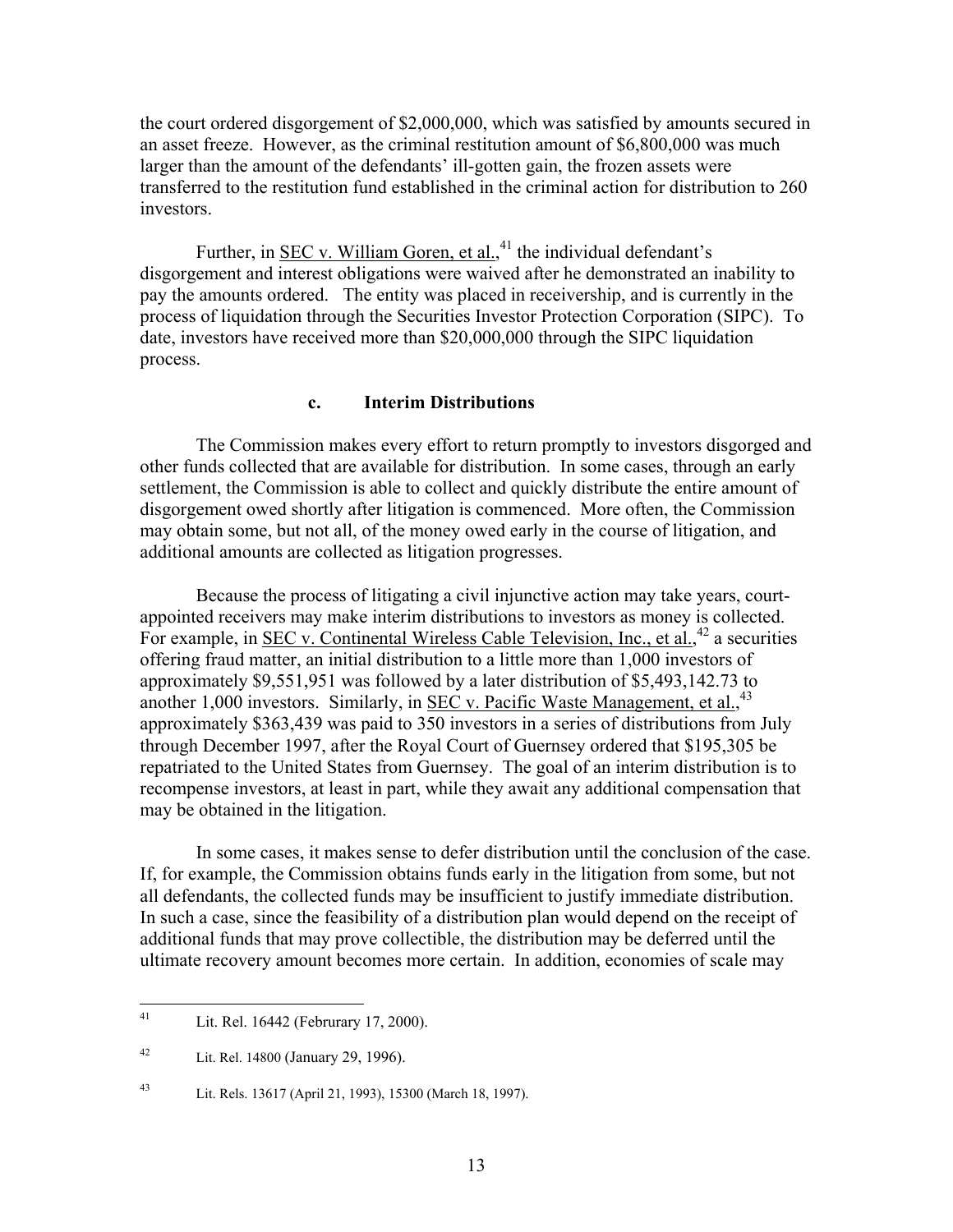the court ordered disgorgement of $2,000,000, which was satisfied by amounts secured in an asset freeze. However, as the criminal restitution amount of $6,800,000 was much larger than the amount of the defendants' ill-gotten gain, the frozen assets were transferred to the restitution fund established in the criminal action for distribution to 260 investors.

Further, in SEC v. William Goren, et al.,[41] the individual defendant's disgorgement and interest obligations were waived after he demonstrated an inability to pay the amounts ordered. The entity was placed in receivership, and is currently in the process of liquidation through the Securities Investor Protection Corporation (SIPC). To date, investors have received more than $20,000,000 through the SIPC liquidation process.

### c. Interim Distributions

The Commission makes every effort to return promptly to investors disgorged and other funds collected that are available for distribution. In some cases, through an early settlement, the Commission is able to collect and quickly distribute the entire amount of disgorgement owed shortly after litigation is commenced. More often, the Commission may obtain some, but not all, of the money owed early in the course of litigation, and additional amounts are collected as litigation progresses.

Because the process of litigating a civil injunctive action may take years, court-appointed receivers may make interim distributions to investors as money is collected. For example, in SEC v. Continental Wireless Cable Television, Inc., et al.,[42] a securities offering fraud matter, an initial distribution to a little more than 1,000 investors of approximately $9,551,951 was followed by a later distribution of $5,493,142.73 to another 1,000 investors. Similarly, in SEC v. Pacific Waste Management, et al.,[43] approximately $363,439 was paid to 350 investors in a series of distributions from July through December 1997, after the Royal Court of Guernsey ordered that $195,305 be repatriated to the United States from Guernsey. The goal of an interim distribution is to recompense investors, at least in part, while they await any additional compensation that may be obtained in the litigation.

In some cases, it makes sense to defer distribution until the conclusion of the case. If, for example, the Commission obtains funds early in the litigation from some, but not all defendants, the collected funds may be insufficient to justify immediate distribution. In such a case, since the feasibility of a distribution plan would depend on the receipt of additional funds that may prove collectible, the distribution may be deferred until the ultimate recovery amount becomes more certain. In addition, economies of scale may

---

[41] Lit. Rel. 16442 (Februrary 17, 2000).

[42] Lit. Rel. 14800 (January 29, 1996).

[43] Lit. Rels. 13617 (April 21, 1993), 15300 (March 18, 1997).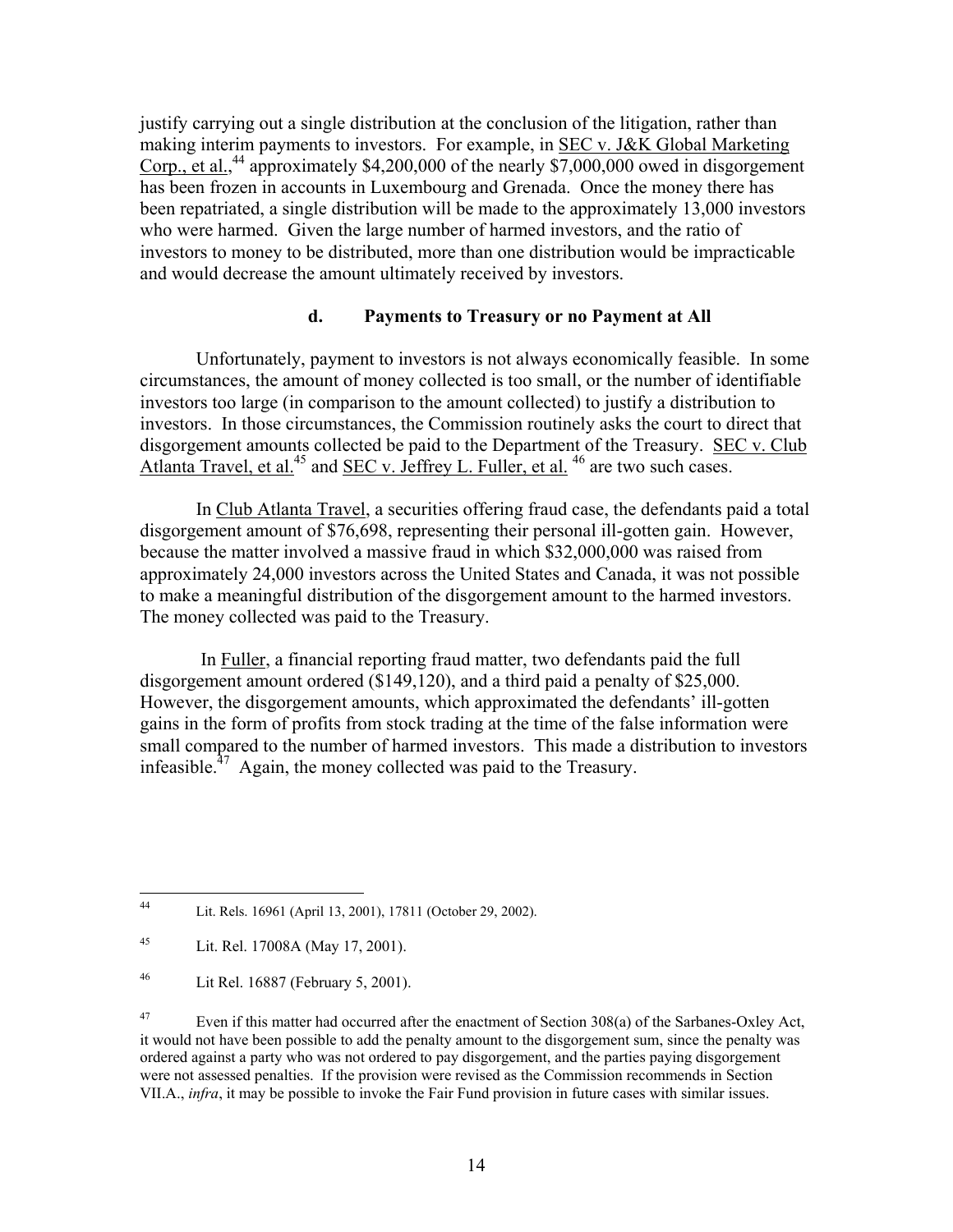justify carrying out a single distribution at the conclusion of the litigation, rather than making interim payments to investors. For example, in SEC v. J&K Global Marketing Corp., et al.,[44] approximately $4,200,000 of the nearly $7,000,000 owed in disgorgement has been frozen in accounts in Luxembourg and Grenada. Once the money there has been repatriated, a single distribution will be made to the approximately 13,000 investors who were harmed. Given the large number of harmed investors, and the ratio of investors to money to be distributed, more than one distribution would be impracticable and would decrease the amount ultimately received by investors.

#### d. Payments to Treasury or no Payment at All

Unfortunately, payment to investors is not always economically feasible. In some circumstances, the amount of money collected is too small, or the number of identifiable investors too large (in comparison to the amount collected) to justify a distribution to investors. In those circumstances, the Commission routinely asks the court to direct that disgorgement amounts collected be paid to the Department of the Treasury. SEC v. Club Atlanta Travel, et al.[45] and SEC v. Jeffrey L. Fuller, et al.[46] are two such cases.

In Club Atlanta Travel, a securities offering fraud case, the defendants paid a total disgorgement amount of $76,698, representing their personal ill-gotten gain. However, because the matter involved a massive fraud in which $32,000,000 was raised from approximately 24,000 investors across the United States and Canada, it was not possible to make a meaningful distribution of the disgorgement amount to the harmed investors. The money collected was paid to the Treasury.

In Fuller, a financial reporting fraud matter, two defendants paid the full disgorgement amount ordered ($149,120), and a third paid a penalty of $25,000. However, the disgorgement amounts, which approximated the defendants' ill-gotten gains in the form of profits from stock trading at the time of the false information were small compared to the number of harmed investors. This made a distribution to investors infeasible.[47] Again, the money collected was paid to the Treasury.

---

[44] Lit. Rels. 16961 (April 13, 2001), 17811 (October 29, 2002).

[45] Lit. Rel. 17008A (May 17, 2001).

[46] Lit Rel. 16887 (February 5, 2001).

[47] Even if this matter had occurred after the enactment of Section 308(a) of the Sarbanes-Oxley Act, it would not have been possible to add the penalty amount to the disgorgement sum, since the penalty was ordered against a party who was not ordered to pay disgorgement, and the parties paying disgorgement were not assessed penalties. If the provision were revised as the Commission recommends in Section VII.A., *infra*, it may be possible to invoke the Fair Fund provision in future cases with similar issues.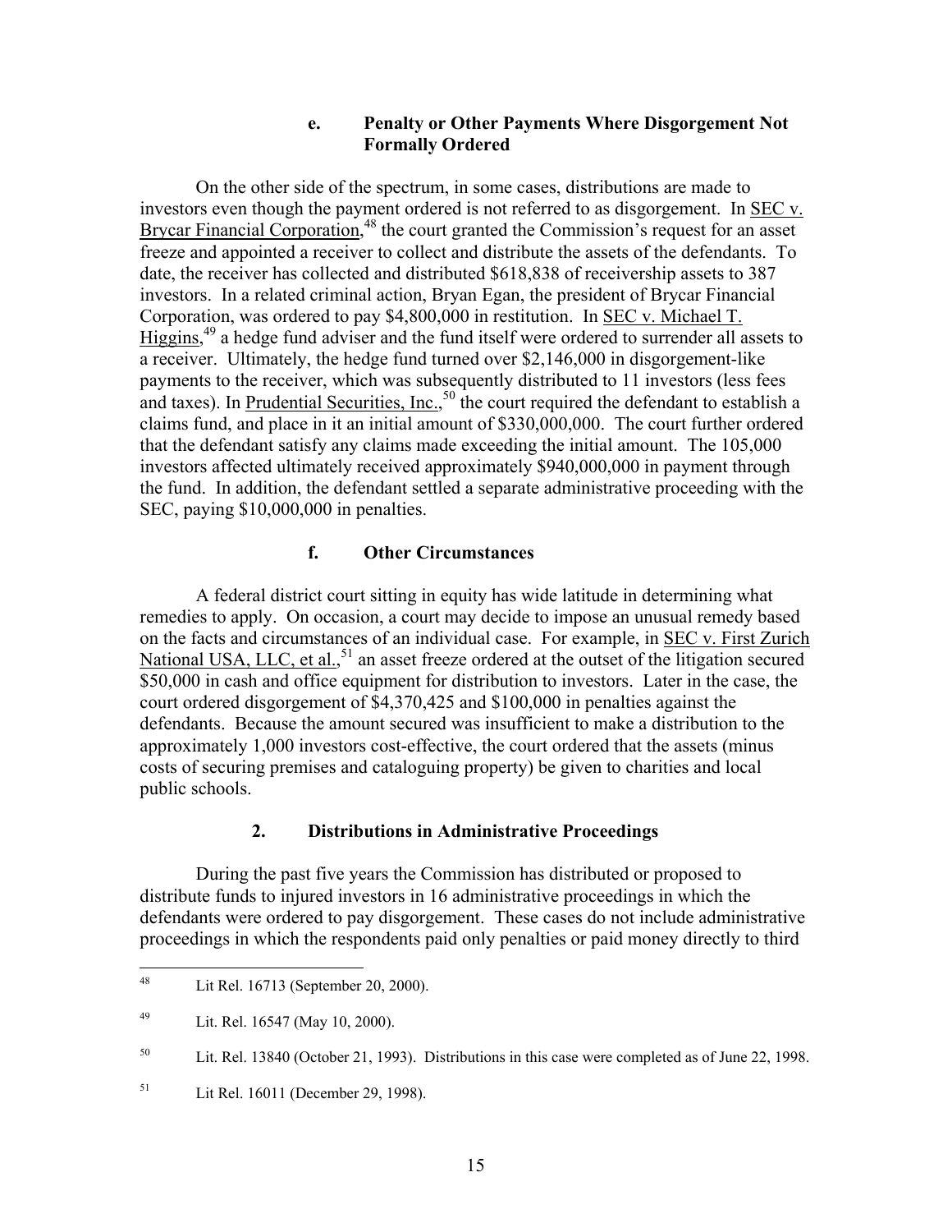#### e. Penalty or Other Payments Where Disgorgement Not Formally Ordered

On the other side of the spectrum, in some cases, distributions are made to investors even though the payment ordered is not referred to as disgorgement. In SEC v. Brycar Financial Corporation,[48] the court granted the Commission's request for an asset freeze and appointed a receiver to collect and distribute the assets of the defendants. To date, the receiver has collected and distributed $618,838 of receivership assets to 387 investors. In a related criminal action, Bryan Egan, the president of Brycar Financial Corporation, was ordered to pay $4,800,000 in restitution. In SEC v. Michael T. Higgins,[49] a hedge fund adviser and the fund itself were ordered to surrender all assets to a receiver. Ultimately, the hedge fund turned over $2,146,000 in disgorgement-like payments to the receiver, which was subsequently distributed to 11 investors (less fees and taxes). In Prudential Securities, Inc.,[50] the court required the defendant to establish a claims fund, and place in it an initial amount of $330,000,000. The court further ordered that the defendant satisfy any claims made exceeding the initial amount. The 105,000 investors affected ultimately received approximately $940,000,000 in payment through the fund. In addition, the defendant settled a separate administrative proceeding with the SEC, paying $10,000,000 in penalties.

#### f. Other Circumstances

A federal district court sitting in equity has wide latitude in determining what remedies to apply. On occasion, a court may decide to impose an unusual remedy based on the facts and circumstances of an individual case. For example, in SEC v. First Zurich National USA, LLC, et al.,[51] an asset freeze ordered at the outset of the litigation secured $50,000 in cash and office equipment for distribution to investors. Later in the case, the court ordered disgorgement of $4,370,425 and $100,000 in penalties against the defendants. Because the amount secured was insufficient to make a distribution to the approximately 1,000 investors cost-effective, the court ordered that the assets (minus costs of securing premises and cataloguing property) be given to charities and local public schools.

### 2. Distributions in Administrative Proceedings

During the past five years the Commission has distributed or proposed to distribute funds to injured investors in 16 administrative proceedings in which the defendants were ordered to pay disgorgement. These cases do not include administrative proceedings in which the respondents paid only penalties or paid money directly to third

---

[48] Lit Rel. 16713 (September 20, 2000).

[49] Lit. Rel. 16547 (May 10, 2000).

[50] Lit. Rel. 13840 (October 21, 1993). Distributions in this case were completed as of June 22, 1998.

[51] Lit Rel. 16011 (December 29, 1998).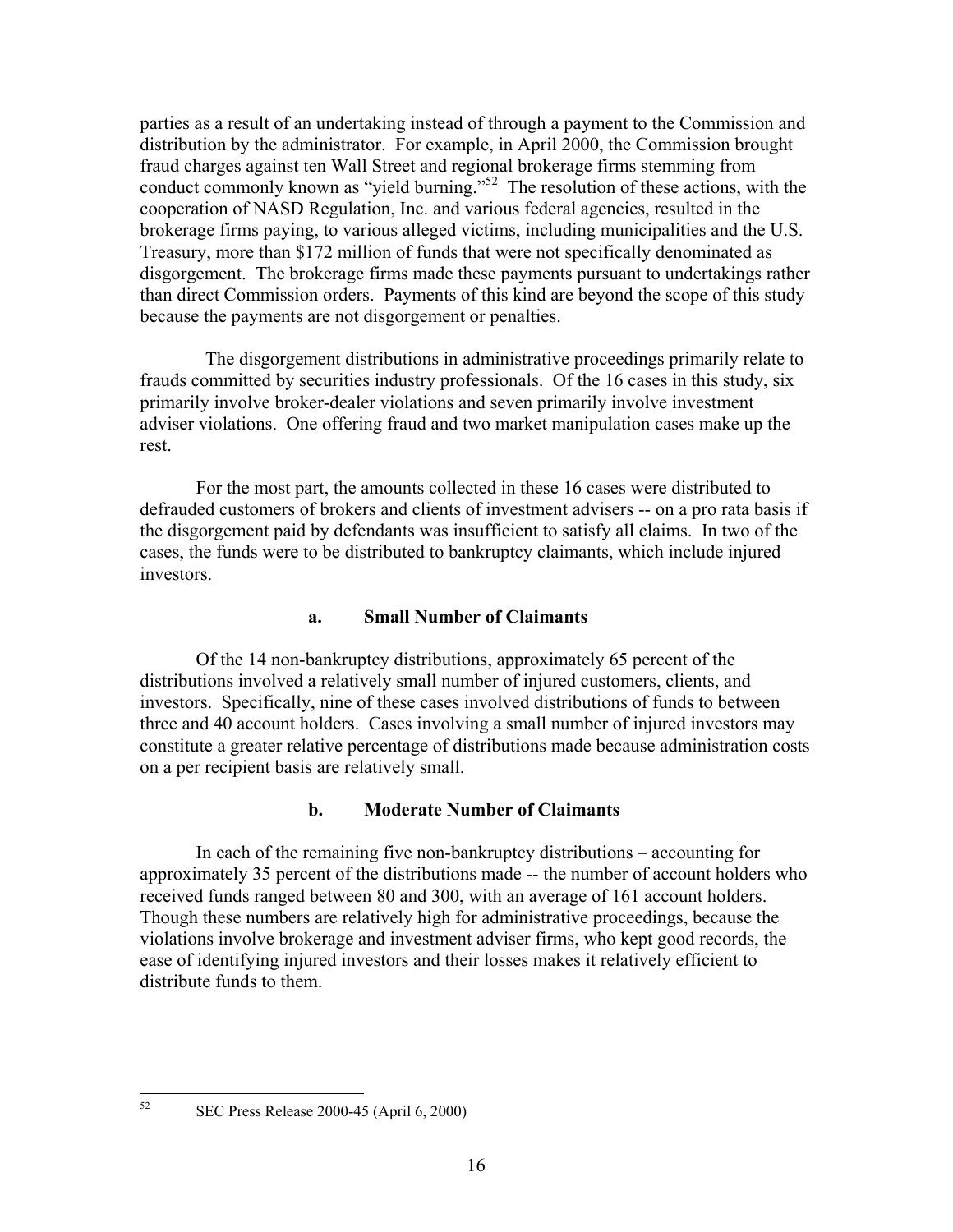parties as a result of an undertaking instead of through a payment to the Commission and distribution by the administrator. For example, in April 2000, the Commission brought fraud charges against ten Wall Street and regional brokerage firms stemming from conduct commonly known as "yield burning."[52] The resolution of these actions, with the cooperation of NASD Regulation, Inc. and various federal agencies, resulted in the brokerage firms paying, to various alleged victims, including municipalities and the U.S. Treasury, more than $172 million of funds that were not specifically denominated as disgorgement. The brokerage firms made these payments pursuant to undertakings rather than direct Commission orders. Payments of this kind are beyond the scope of this study because the payments are not disgorgement or penalties.

The disgorgement distributions in administrative proceedings primarily relate to frauds committed by securities industry professionals. Of the 16 cases in this study, six primarily involve broker-dealer violations and seven primarily involve investment adviser violations. One offering fraud and two market manipulation cases make up the rest.

For the most part, the amounts collected in these 16 cases were distributed to defrauded customers of brokers and clients of investment advisers -- on a pro rata basis if the disgorgement paid by defendants was insufficient to satisfy all claims. In two of the cases, the funds were to be distributed to bankruptcy claimants, which include injured investors.

#### a. Small Number of Claimants

Of the 14 non-bankruptcy distributions, approximately 65 percent of the distributions involved a relatively small number of injured customers, clients, and investors. Specifically, nine of these cases involved distributions of funds to between three and 40 account holders. Cases involving a small number of injured investors may constitute a greater relative percentage of distributions made because administration costs on a per recipient basis are relatively small.

#### b. Moderate Number of Claimants

In each of the remaining five non-bankruptcy distributions – accounting for approximately 35 percent of the distributions made -- the number of account holders who received funds ranged between 80 and 300, with an average of 161 account holders. Though these numbers are relatively high for administrative proceedings, because the violations involve brokerage and investment adviser firms, who kept good records, the ease of identifying injured investors and their losses makes it relatively efficient to distribute funds to them.

---

[52] SEC Press Release 2000-45 (April 6, 2000)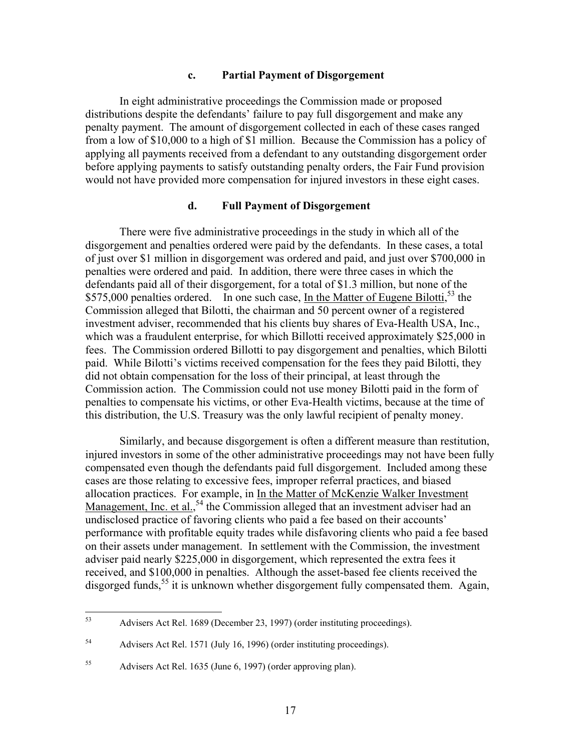### c. Partial Payment of Disgorgement

In eight administrative proceedings the Commission made or proposed distributions despite the defendants' failure to pay full disgorgement and make any penalty payment. The amount of disgorgement collected in each of these cases ranged from a low of $10,000 to a high of $1 million. Because the Commission has a policy of applying all payments received from a defendant to any outstanding disgorgement order before applying payments to satisfy outstanding penalty orders, the Fair Fund provision would not have provided more compensation for injured investors in these eight cases.

### d. Full Payment of Disgorgement

There were five administrative proceedings in the study in which all of the disgorgement and penalties ordered were paid by the defendants. In these cases, a total of just over $1 million in disgorgement was ordered and paid, and just over $700,000 in penalties were ordered and paid. In addition, there were three cases in which the defendants paid all of their disgorgement, for a total of $1.3 million, but none of the $575,000 penalties ordered. In one such case, In the Matter of Eugene Bilotti,[53] the Commission alleged that Bilotti, the chairman and 50 percent owner of a registered investment adviser, recommended that his clients buy shares of Eva-Health USA, Inc., which was a fraudulent enterprise, for which Billotti received approximately $25,000 in fees. The Commission ordered Billotti to pay disgorgement and penalties, which Bilotti paid. While Bilotti's victims received compensation for the fees they paid Bilotti, they did not obtain compensation for the loss of their principal, at least through the Commission action. The Commission could not use money Bilotti paid in the form of penalties to compensate his victims, or other Eva-Health victims, because at the time of this distribution, the U.S. Treasury was the only lawful recipient of penalty money.

Similarly, and because disgorgement is often a different measure than restitution, injured investors in some of the other administrative proceedings may not have been fully compensated even though the defendants paid full disgorgement. Included among these cases are those relating to excessive fees, improper referral practices, and biased allocation practices. For example, in In the Matter of McKenzie Walker Investment Management, Inc. et al.,[54] the Commission alleged that an investment adviser had an undisclosed practice of favoring clients who paid a fee based on their accounts' performance with profitable equity trades while disfavoring clients who paid a fee based on their assets under management. In settlement with the Commission, the investment adviser paid nearly $225,000 in disgorgement, which represented the extra fees it received, and $100,000 in penalties. Although the asset-based fee clients received the disgorged funds,[55] it is unknown whether disgorgement fully compensated them. Again,

---

[53] Advisers Act Rel. 1689 (December 23, 1997) (order instituting proceedings).

[54] Advisers Act Rel. 1571 (July 16, 1996) (order instituting proceedings).

[55] Advisers Act Rel. 1635 (June 6, 1997) (order approving plan).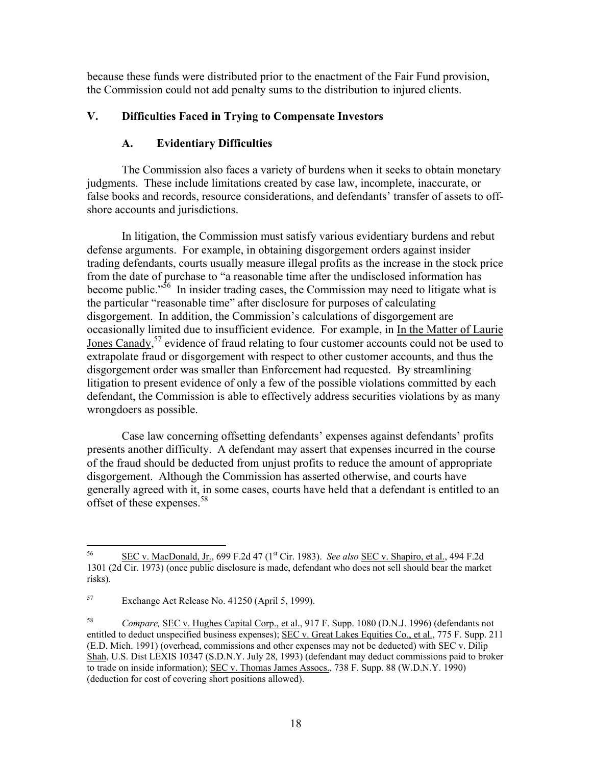because these funds were distributed prior to the enactment of the Fair Fund provision, the Commission could not add penalty sums to the distribution to injured clients.

## V. Difficulties Faced in Trying to Compensate Investors

### A. Evidentiary Difficulties

The Commission also faces a variety of burdens when it seeks to obtain monetary judgments. These include limitations created by case law, incomplete, inaccurate, or false books and records, resource considerations, and defendants' transfer of assets to off-shore accounts and jurisdictions.

In litigation, the Commission must satisfy various evidentiary burdens and rebut defense arguments. For example, in obtaining disgorgement orders against insider trading defendants, courts usually measure illegal profits as the increase in the stock price from the date of purchase to "a reasonable time after the undisclosed information has become public."[56] In insider trading cases, the Commission may need to litigate what is the particular "reasonable time" after disclosure for purposes of calculating disgorgement. In addition, the Commission's calculations of disgorgement are occasionally limited due to insufficient evidence. For example, in In the Matter of Laurie Jones Canady,[57] evidence of fraud relating to four customer accounts could not be used to extrapolate fraud or disgorgement with respect to other customer accounts, and thus the disgorgement order was smaller than Enforcement had requested. By streamlining litigation to present evidence of only a few of the possible violations committed by each defendant, the Commission is able to effectively address securities violations by as many wrongdoers as possible.

Case law concerning offsetting defendants' expenses against defendants' profits presents another difficulty. A defendant may assert that expenses incurred in the course of the fraud should be deducted from unjust profits to reduce the amount of appropriate disgorgement. Although the Commission has asserted otherwise, and courts have generally agreed with it, in some cases, courts have held that a defendant is entitled to an offset of these expenses.[58]

---

[56] SEC v. MacDonald, Jr., 699 F.2d 47 (1st Cir. 1983). *See also* SEC v. Shapiro, et al., 494 F.2d 1301 (2d Cir. 1973) (once public disclosure is made, defendant who does not sell should bear the market risks).

[57] Exchange Act Release No. 41250 (April 5, 1999).

[58] *Compare,* SEC v. Hughes Capital Corp., et al., 917 F. Supp. 1080 (D.N.J. 1996) (defendants not entitled to deduct unspecified business expenses); SEC v. Great Lakes Equities Co., et al., 775 F. Supp. 211 (E.D. Mich. 1991) (overhead, commissions and other expenses may not be deducted) with SEC v. Dilip Shah, U.S. Dist LEXIS 10347 (S.D.N.Y. July 28, 1993) (defendant may deduct commissions paid to broker to trade on inside information); SEC v. Thomas James Assocs., 738 F. Supp. 88 (W.D.N.Y. 1990) (deduction for cost of covering short positions allowed).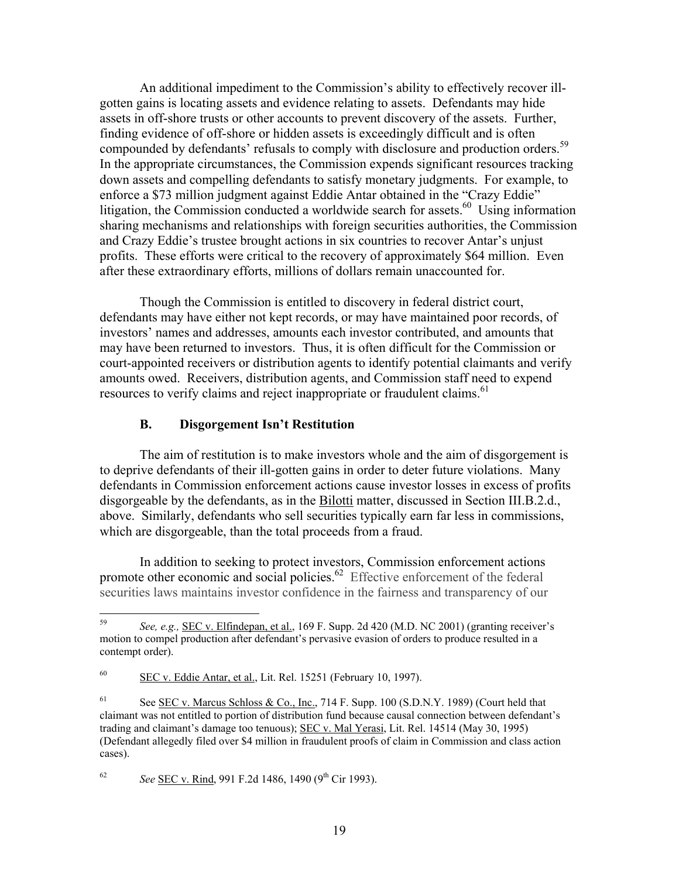An additional impediment to the Commission's ability to effectively recover ill-gotten gains is locating assets and evidence relating to assets. Defendants may hide assets in off-shore trusts or other accounts to prevent discovery of the assets. Further, finding evidence of off-shore or hidden assets is exceedingly difficult and is often compounded by defendants' refusals to comply with disclosure and production orders.[59] In the appropriate circumstances, the Commission expends significant resources tracking down assets and compelling defendants to satisfy monetary judgments. For example, to enforce a $73 million judgment against Eddie Antar obtained in the "Crazy Eddie" litigation, the Commission conducted a worldwide search for assets.[60] Using information sharing mechanisms and relationships with foreign securities authorities, the Commission and Crazy Eddie's trustee brought actions in six countries to recover Antar's unjust profits. These efforts were critical to the recovery of approximately $64 million. Even after these extraordinary efforts, millions of dollars remain unaccounted for.

Though the Commission is entitled to discovery in federal district court, defendants may have either not kept records, or may have maintained poor records, of investors' names and addresses, amounts each investor contributed, and amounts that may have been returned to investors. Thus, it is often difficult for the Commission or court-appointed receivers or distribution agents to identify potential claimants and verify amounts owed. Receivers, distribution agents, and Commission staff need to expend resources to verify claims and reject inappropriate or fraudulent claims.[61]

### B. Disgorgement Isn't Restitution

The aim of restitution is to make investors whole and the aim of disgorgement is to deprive defendants of their ill-gotten gains in order to deter future violations. Many defendants in Commission enforcement actions cause investor losses in excess of profits disgorgeable by the defendants, as in the Bilotti matter, discussed in Section III.B.2.d., above. Similarly, defendants who sell securities typically earn far less in commissions, which are disgorgeable, than the total proceeds from a fraud.

In addition to seeking to protect investors, Commission enforcement actions promote other economic and social policies.[62] Effective enforcement of the federal securities laws maintains investor confidence in the fairness and transparency of our

---

[59] *See, e.g.,* SEC v. Elfindepan, et al., 169 F. Supp. 2d 420 (M.D. NC 2001) (granting receiver's motion to compel production after defendant's pervasive evasion of orders to produce resulted in a contempt order).

[60] SEC v. Eddie Antar, et al., Lit. Rel. 15251 (February 10, 1997).

[61] See SEC v. Marcus Schloss & Co., Inc., 714 F. Supp. 100 (S.D.N.Y. 1989) (Court held that claimant was not entitled to portion of distribution fund because causal connection between defendant's trading and claimant's damage too tenuous); SEC v. Mal Yerasi, Lit. Rel. 14514 (May 30, 1995) (Defendant allegedly filed over $4 million in fraudulent proofs of claim in Commission and class action cases).

[62] *See* SEC v. Rind, 991 F.2d 1486, 1490 (9th Cir 1993).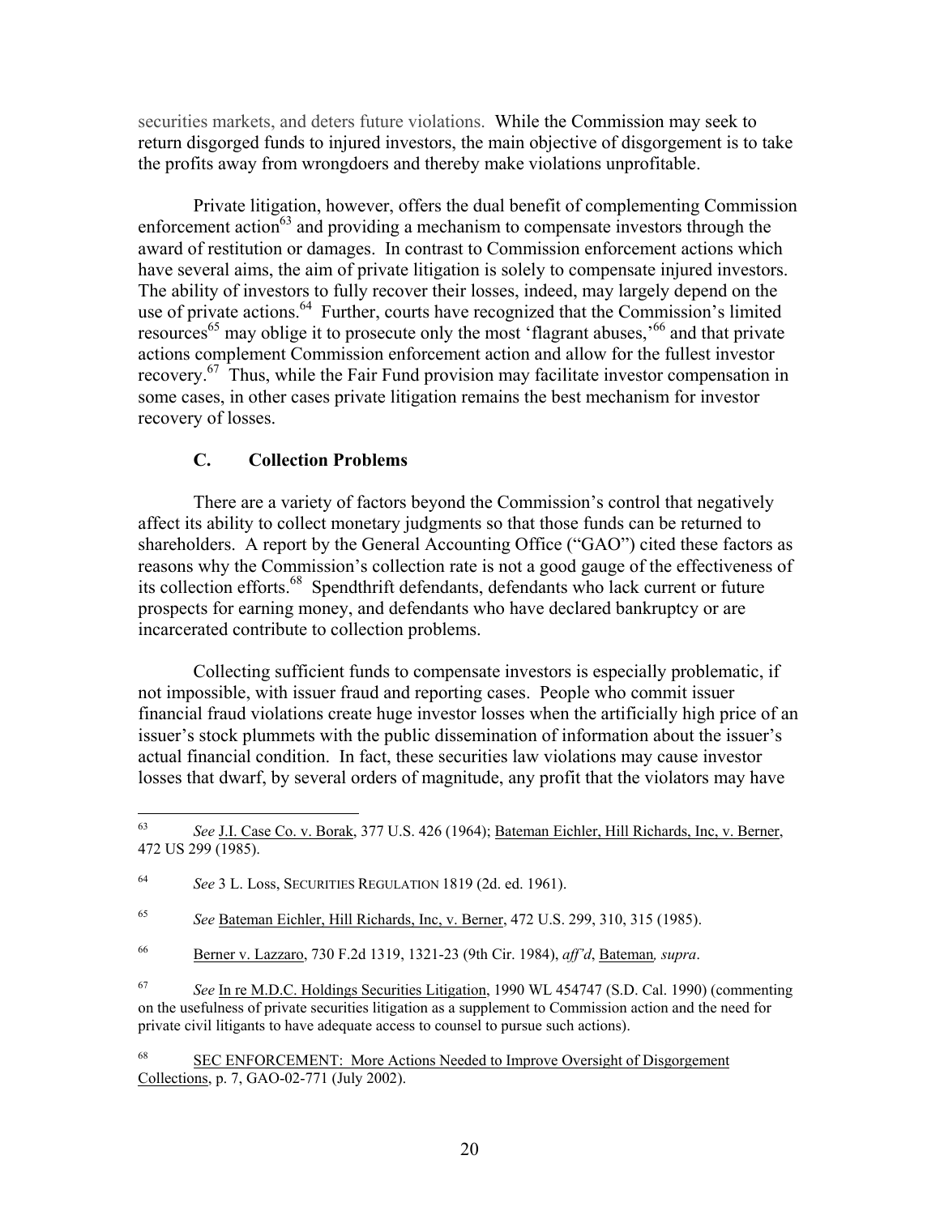securities markets, and deters future violations. While the Commission may seek to return disgorged funds to injured investors, the main objective of disgorgement is to take the profits away from wrongdoers and thereby make violations unprofitable.

Private litigation, however, offers the dual benefit of complementing Commission enforcement action[63] and providing a mechanism to compensate investors through the award of restitution or damages. In contrast to Commission enforcement actions which have several aims, the aim of private litigation is solely to compensate injured investors. The ability of investors to fully recover their losses, indeed, may largely depend on the use of private actions.[64] Further, courts have recognized that the Commission's limited resources[65] may oblige it to prosecute only the most 'flagrant abuses,'[66] and that private actions complement Commission enforcement action and allow for the fullest investor recovery.[67] Thus, while the Fair Fund provision may facilitate investor compensation in some cases, in other cases private litigation remains the best mechanism for investor recovery of losses.

### C. Collection Problems

There are a variety of factors beyond the Commission's control that negatively affect its ability to collect monetary judgments so that those funds can be returned to shareholders. A report by the General Accounting Office ("GAO") cited these factors as reasons why the Commission's collection rate is not a good gauge of the effectiveness of its collection efforts.[68] Spendthrift defendants, defendants who lack current or future prospects for earning money, and defendants who have declared bankruptcy or are incarcerated contribute to collection problems.

Collecting sufficient funds to compensate investors is especially problematic, if not impossible, with issuer fraud and reporting cases. People who commit issuer financial fraud violations create huge investor losses when the artificially high price of an issuer's stock plummets with the public dissemination of information about the issuer's actual financial condition. In fact, these securities law violations may cause investor losses that dwarf, by several orders of magnitude, any profit that the violators may have

---

[63] *See* J.I. Case Co. v. Borak, 377 U.S. 426 (1964); Bateman Eichler, Hill Richards, Inc, v. Berner, 472 US 299 (1985).

[64] *See* 3 L. Loss, SECURITIES REGULATION 1819 (2d. ed. 1961).

[65] *See* Bateman Eichler, Hill Richards, Inc, v. Berner, 472 U.S. 299, 310, 315 (1985).

[66] Berner v. Lazzaro, 730 F.2d 1319, 1321-23 (9th Cir. 1984), *aff'd*, Bateman*, supra*.

[67] *See* In re M.D.C. Holdings Securities Litigation, 1990 WL 454747 (S.D. Cal. 1990) (commenting on the usefulness of private securities litigation as a supplement to Commission action and the need for private civil litigants to have adequate access to counsel to pursue such actions).

[68] SEC ENFORCEMENT: More Actions Needed to Improve Oversight of Disgorgement Collections, p. 7, GAO-02-771 (July 2002).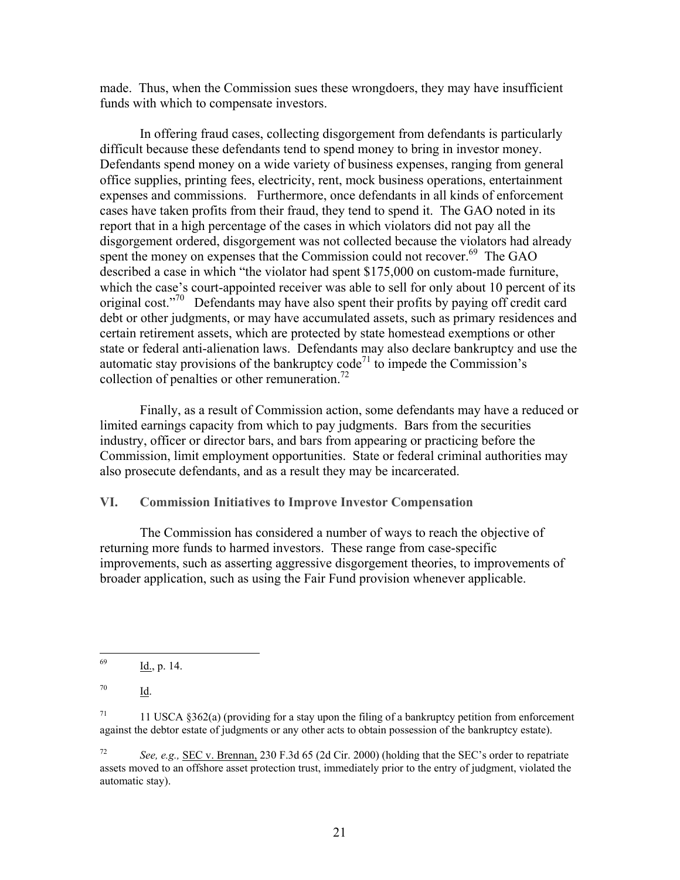made. Thus, when the Commission sues these wrongdoers, they may have insufficient funds with which to compensate investors.

In offering fraud cases, collecting disgorgement from defendants is particularly difficult because these defendants tend to spend money to bring in investor money. Defendants spend money on a wide variety of business expenses, ranging from general office supplies, printing fees, electricity, rent, mock business operations, entertainment expenses and commissions. Furthermore, once defendants in all kinds of enforcement cases have taken profits from their fraud, they tend to spend it. The GAO noted in its report that in a high percentage of the cases in which violators did not pay all the disgorgement ordered, disgorgement was not collected because the violators had already spent the money on expenses that the Commission could not recover.[69] The GAO described a case in which "the violator had spent $175,000 on custom-made furniture, which the case's court-appointed receiver was able to sell for only about 10 percent of its original cost."[70] Defendants may have also spent their profits by paying off credit card debt or other judgments, or may have accumulated assets, such as primary residences and certain retirement assets, which are protected by state homestead exemptions or other state or federal anti-alienation laws. Defendants may also declare bankruptcy and use the automatic stay provisions of the bankruptcy code[71] to impede the Commission's collection of penalties or other remuneration.[72]

Finally, as a result of Commission action, some defendants may have a reduced or limited earnings capacity from which to pay judgments. Bars from the securities industry, officer or director bars, and bars from appearing or practicing before the Commission, limit employment opportunities. State or federal criminal authorities may also prosecute defendants, and as a result they may be incarcerated.

## VI. Commission Initiatives to Improve Investor Compensation

The Commission has considered a number of ways to reach the objective of returning more funds to harmed investors. These range from case-specific improvements, such as asserting aggressive disgorgement theories, to improvements of broader application, such as using the Fair Fund provision whenever applicable.

---

[69] Id., p. 14.

[70] Id.

[71] 11 USCA §362(a) (providing for a stay upon the filing of a bankruptcy petition from enforcement against the debtor estate of judgments or any other acts to obtain possession of the bankruptcy estate).

[72] *See, e.g.,* SEC v. Brennan, 230 F.3d 65 (2d Cir. 2000) (holding that the SEC's order to repatriate assets moved to an offshore asset protection trust, immediately prior to the entry of judgment, violated the automatic stay).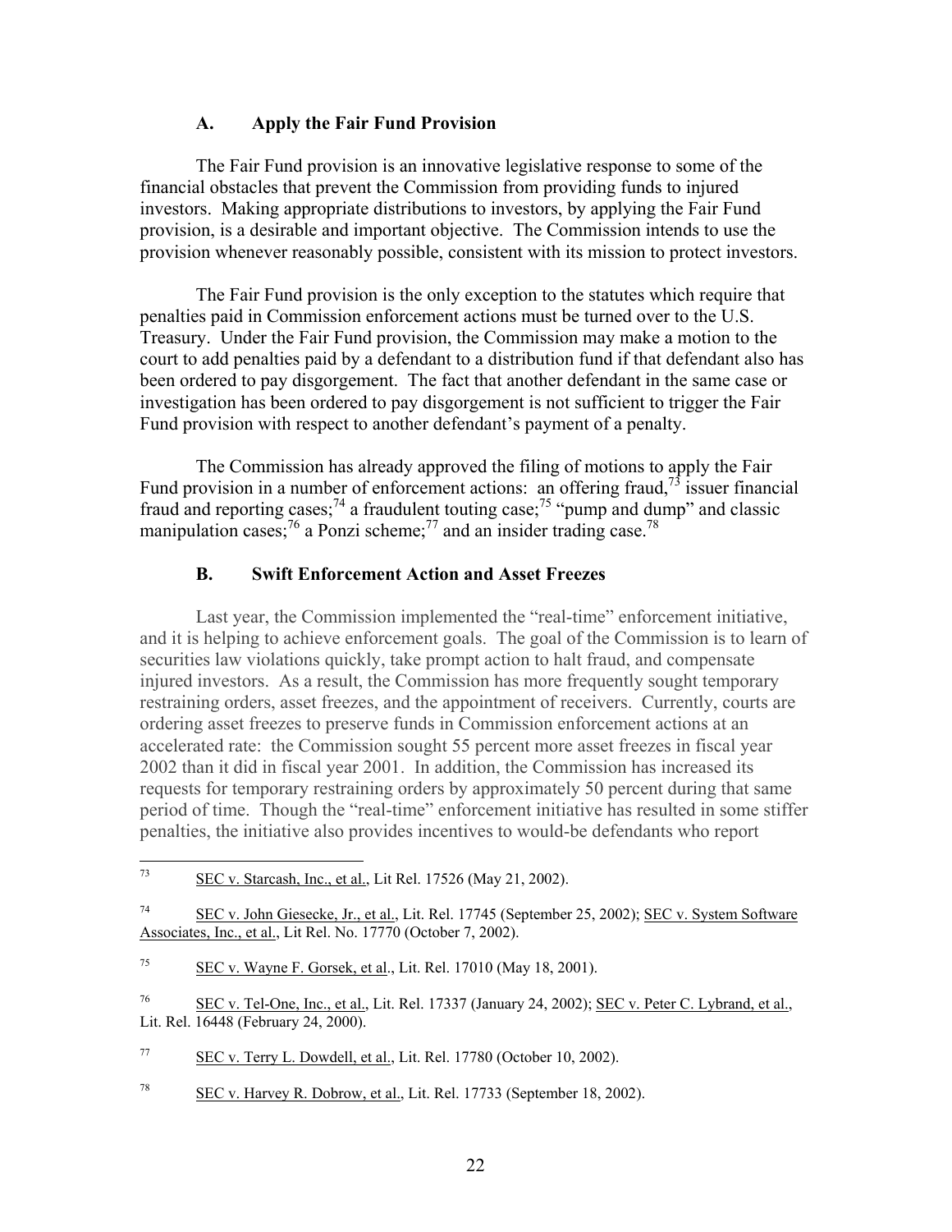### A. Apply the Fair Fund Provision

The Fair Fund provision is an innovative legislative response to some of the financial obstacles that prevent the Commission from providing funds to injured investors. Making appropriate distributions to investors, by applying the Fair Fund provision, is a desirable and important objective. The Commission intends to use the provision whenever reasonably possible, consistent with its mission to protect investors.

The Fair Fund provision is the only exception to the statutes which require that penalties paid in Commission enforcement actions must be turned over to the U.S. Treasury. Under the Fair Fund provision, the Commission may make a motion to the court to add penalties paid by a defendant to a distribution fund if that defendant also has been ordered to pay disgorgement. The fact that another defendant in the same case or investigation has been ordered to pay disgorgement is not sufficient to trigger the Fair Fund provision with respect to another defendant's payment of a penalty.

The Commission has already approved the filing of motions to apply the Fair Fund provision in a number of enforcement actions: an offering fraud,[73] issuer financial fraud and reporting cases;[74] a fraudulent touting case;[75] "pump and dump" and classic manipulation cases;[76] a Ponzi scheme;[77] and an insider trading case.[78]

### B. Swift Enforcement Action and Asset Freezes

Last year, the Commission implemented the "real-time" enforcement initiative, and it is helping to achieve enforcement goals. The goal of the Commission is to learn of securities law violations quickly, take prompt action to halt fraud, and compensate injured investors. As a result, the Commission has more frequently sought temporary restraining orders, asset freezes, and the appointment of receivers. Currently, courts are ordering asset freezes to preserve funds in Commission enforcement actions at an accelerated rate: the Commission sought 55 percent more asset freezes in fiscal year 2002 than it did in fiscal year 2001. In addition, the Commission has increased its requests for temporary restraining orders by approximately 50 percent during that same period of time. Though the "real-time" enforcement initiative has resulted in some stiffer penalties, the initiative also provides incentives to would-be defendants who report

---

[73] SEC v. Starcash, Inc., et al., Lit Rel. 17526 (May 21, 2002).

[74] SEC v. John Giesecke, Jr., et al., Lit. Rel. 17745 (September 25, 2002); SEC v. System Software Associates, Inc., et al., Lit Rel. No. 17770 (October 7, 2002).

[75] SEC v. Wayne F. Gorsek, et al., Lit. Rel. 17010 (May 18, 2001).

[76] SEC v. Tel-One, Inc., et al., Lit. Rel. 17337 (January 24, 2002); SEC v. Peter C. Lybrand, et al., Lit. Rel. 16448 (February 24, 2000).

[77] SEC v. Terry L. Dowdell, et al., Lit. Rel. 17780 (October 10, 2002).

[78] SEC v. Harvey R. Dobrow, et al., Lit. Rel. 17733 (September 18, 2002).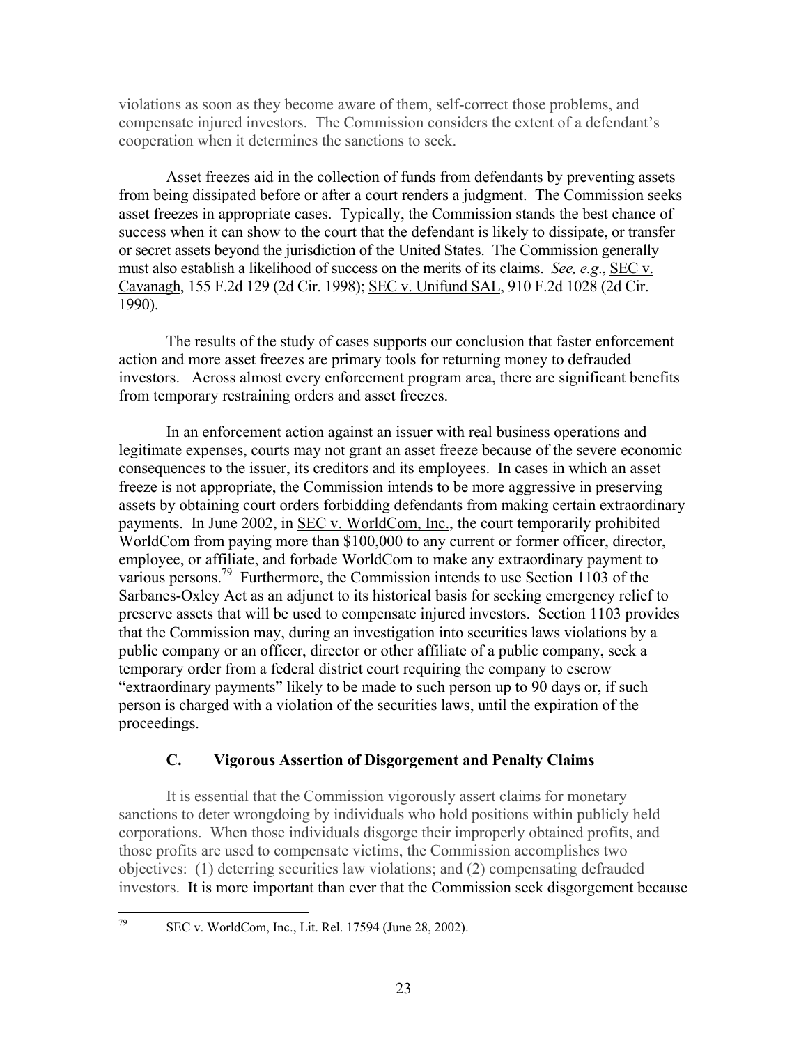violations as soon as they become aware of them, self-correct those problems, and compensate injured investors. The Commission considers the extent of a defendant's cooperation when it determines the sanctions to seek.

Asset freezes aid in the collection of funds from defendants by preventing assets from being dissipated before or after a court renders a judgment. The Commission seeks asset freezes in appropriate cases. Typically, the Commission stands the best chance of success when it can show to the court that the defendant is likely to dissipate, or transfer or secret assets beyond the jurisdiction of the United States. The Commission generally must also establish a likelihood of success on the merits of its claims. *See, e.g.*, SEC v. Cavanagh, 155 F.2d 129 (2d Cir. 1998); SEC v. Unifund SAL, 910 F.2d 1028 (2d Cir. 1990).

The results of the study of cases supports our conclusion that faster enforcement action and more asset freezes are primary tools for returning money to defrauded investors. Across almost every enforcement program area, there are significant benefits from temporary restraining orders and asset freezes.

In an enforcement action against an issuer with real business operations and legitimate expenses, courts may not grant an asset freeze because of the severe economic consequences to the issuer, its creditors and its employees. In cases in which an asset freeze is not appropriate, the Commission intends to be more aggressive in preserving assets by obtaining court orders forbidding defendants from making certain extraordinary payments. In June 2002, in SEC v. WorldCom, Inc., the court temporarily prohibited WorldCom from paying more than $100,000 to any current or former officer, director, employee, or affiliate, and forbade WorldCom to make any extraordinary payment to various persons.[79] Furthermore, the Commission intends to use Section 1103 of the Sarbanes-Oxley Act as an adjunct to its historical basis for seeking emergency relief to preserve assets that will be used to compensate injured investors. Section 1103 provides that the Commission may, during an investigation into securities laws violations by a public company or an officer, director or other affiliate of a public company, seek a temporary order from a federal district court requiring the company to escrow "extraordinary payments" likely to be made to such person up to 90 days or, if such person is charged with a violation of the securities laws, until the expiration of the proceedings.

### C. Vigorous Assertion of Disgorgement and Penalty Claims

It is essential that the Commission vigorously assert claims for monetary sanctions to deter wrongdoing by individuals who hold positions within publicly held corporations. When those individuals disgorge their improperly obtained profits, and those profits are used to compensate victims, the Commission accomplishes two objectives: (1) deterring securities law violations; and (2) compensating defrauded investors. It is more important than ever that the Commission seek disgorgement because

---

[79] SEC v. WorldCom, Inc., Lit. Rel. 17594 (June 28, 2002).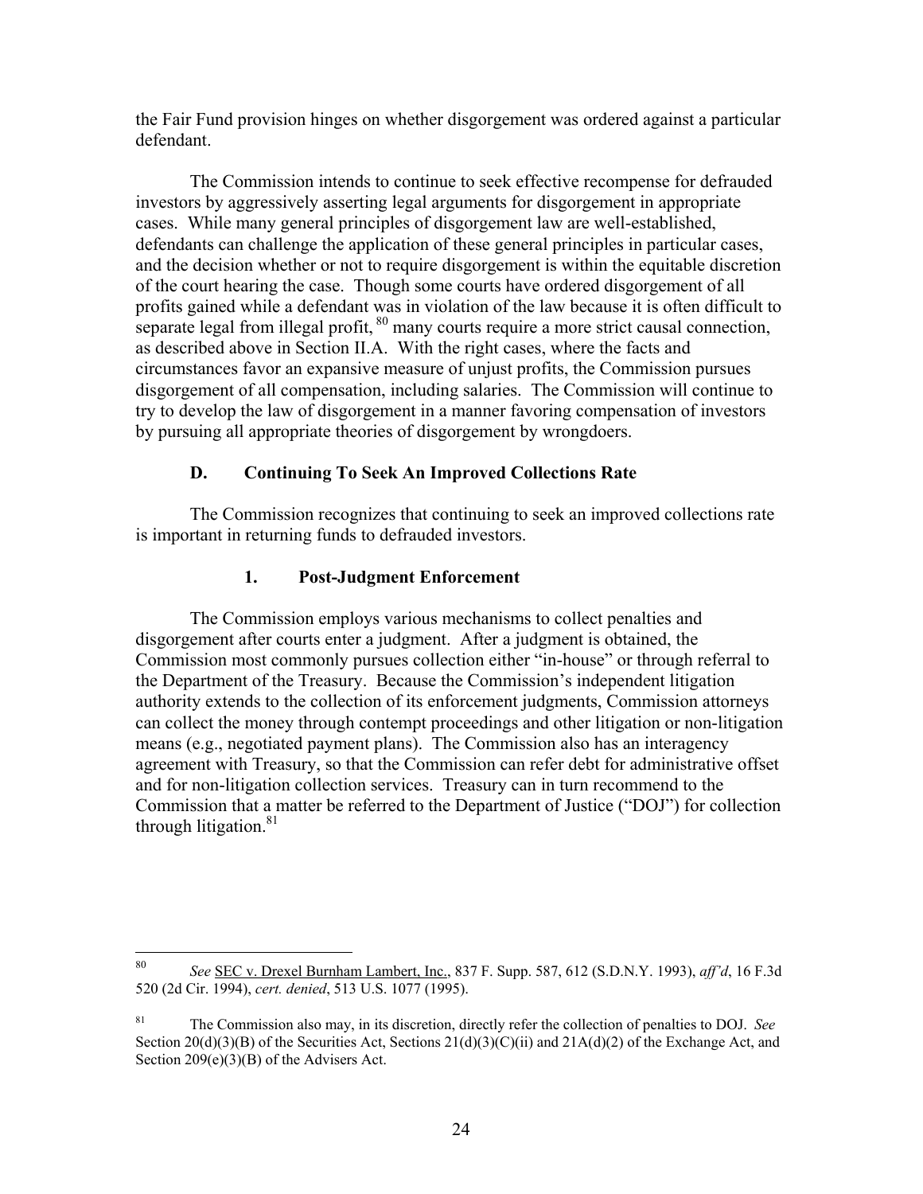the Fair Fund provision hinges on whether disgorgement was ordered against a particular defendant.

The Commission intends to continue to seek effective recompense for defrauded investors by aggressively asserting legal arguments for disgorgement in appropriate cases. While many general principles of disgorgement law are well-established, defendants can challenge the application of these general principles in particular cases, and the decision whether or not to require disgorgement is within the equitable discretion of the court hearing the case. Though some courts have ordered disgorgement of all profits gained while a defendant was in violation of the law because it is often difficult to separate legal from illegal profit, [80] many courts require a more strict causal connection, as described above in Section II.A. With the right cases, where the facts and circumstances favor an expansive measure of unjust profits, the Commission pursues disgorgement of all compensation, including salaries. The Commission will continue to try to develop the law of disgorgement in a manner favoring compensation of investors by pursuing all appropriate theories of disgorgement by wrongdoers.

### D. Continuing To Seek An Improved Collections Rate

The Commission recognizes that continuing to seek an improved collections rate is important in returning funds to defrauded investors.

#### 1. Post-Judgment Enforcement

The Commission employs various mechanisms to collect penalties and disgorgement after courts enter a judgment. After a judgment is obtained, the Commission most commonly pursues collection either "in-house" or through referral to the Department of the Treasury. Because the Commission's independent litigation authority extends to the collection of its enforcement judgments, Commission attorneys can collect the money through contempt proceedings and other litigation or non-litigation means (e.g., negotiated payment plans). The Commission also has an interagency agreement with Treasury, so that the Commission can refer debt for administrative offset and for non-litigation collection services. Treasury can in turn recommend to the Commission that a matter be referred to the Department of Justice ("DOJ") for collection through litigation.[81]

---

[80] *See* SEC v. Drexel Burnham Lambert, Inc., 837 F. Supp. 587, 612 (S.D.N.Y. 1993), *aff'd*, 16 F.3d 520 (2d Cir. 1994), *cert. denied*, 513 U.S. 1077 (1995).

[81] The Commission also may, in its discretion, directly refer the collection of penalties to DOJ. *See* Section 20(d)(3)(B) of the Securities Act, Sections 21(d)(3)(C)(ii) and 21A(d)(2) of the Exchange Act, and Section 209(e)(3)(B) of the Advisers Act.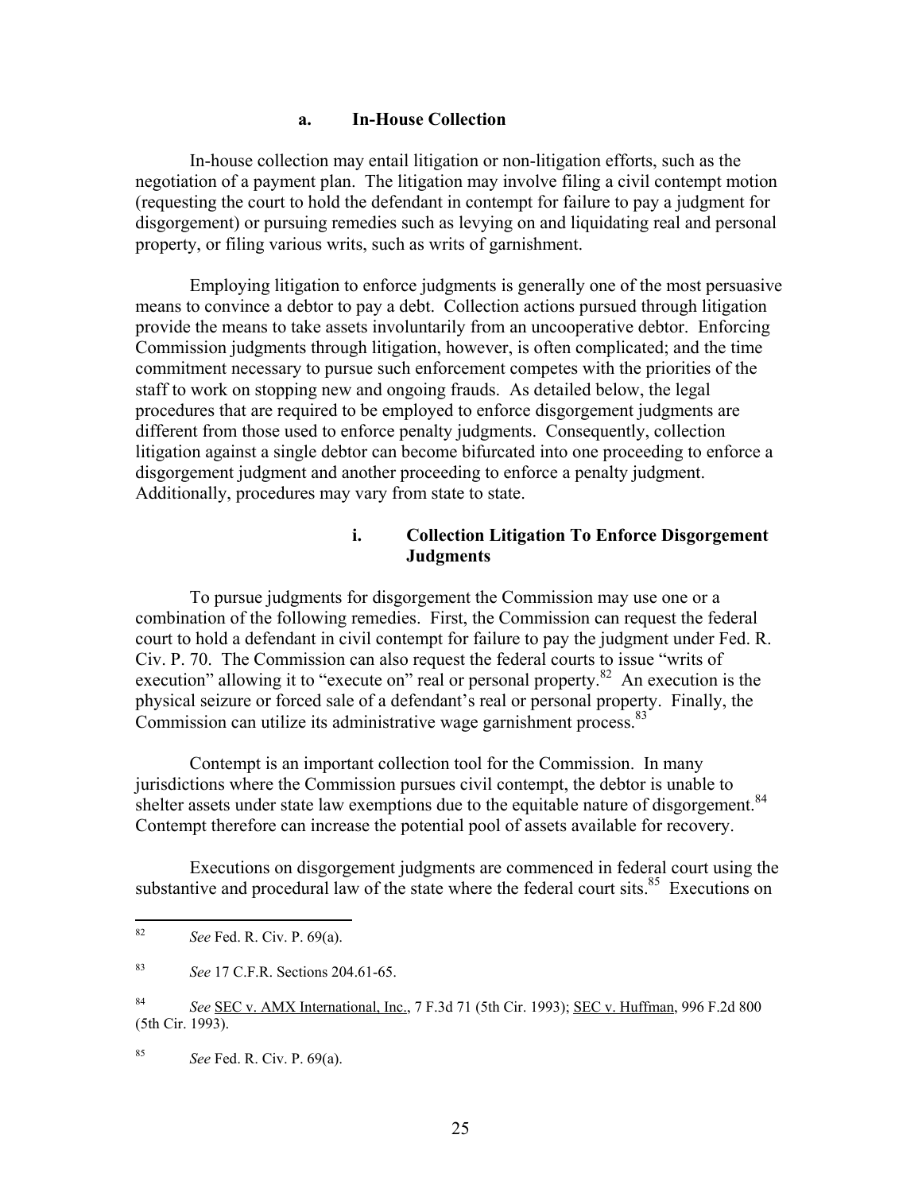#### a. In-House Collection

In-house collection may entail litigation or non-litigation efforts, such as the negotiation of a payment plan. The litigation may involve filing a civil contempt motion (requesting the court to hold the defendant in contempt for failure to pay a judgment for disgorgement) or pursuing remedies such as levying on and liquidating real and personal property, or filing various writs, such as writs of garnishment.

Employing litigation to enforce judgments is generally one of the most persuasive means to convince a debtor to pay a debt. Collection actions pursued through litigation provide the means to take assets involuntarily from an uncooperative debtor. Enforcing Commission judgments through litigation, however, is often complicated; and the time commitment necessary to pursue such enforcement competes with the priorities of the staff to work on stopping new and ongoing frauds. As detailed below, the legal procedures that are required to be employed to enforce disgorgement judgments are different from those used to enforce penalty judgments. Consequently, collection litigation against a single debtor can become bifurcated into one proceeding to enforce a disgorgement judgment and another proceeding to enforce a penalty judgment. Additionally, procedures may vary from state to state.

##### i. Collection Litigation To Enforce Disgorgement Judgments

To pursue judgments for disgorgement the Commission may use one or a combination of the following remedies. First, the Commission can request the federal court to hold a defendant in civil contempt for failure to pay the judgment under Fed. R. Civ. P. 70. The Commission can also request the federal courts to issue "writs of execution" allowing it to "execute on" real or personal property.[82] An execution is the physical seizure or forced sale of a defendant's real or personal property. Finally, the Commission can utilize its administrative wage garnishment process.[83]

Contempt is an important collection tool for the Commission. In many jurisdictions where the Commission pursues civil contempt, the debtor is unable to shelter assets under state law exemptions due to the equitable nature of disgorgement.[84] Contempt therefore can increase the potential pool of assets available for recovery.

Executions on disgorgement judgments are commenced in federal court using the substantive and procedural law of the state where the federal court sits.[85] Executions on

---

[82] *See* Fed. R. Civ. P. 69(a).

[83] *See* 17 C.F.R. Sections 204.61-65.

[84] *See* SEC v. AMX International, Inc., 7 F.3d 71 (5th Cir. 1993); SEC v. Huffman, 996 F.2d 800 (5th Cir. 1993).

[85] *See* Fed. R. Civ. P. 69(a).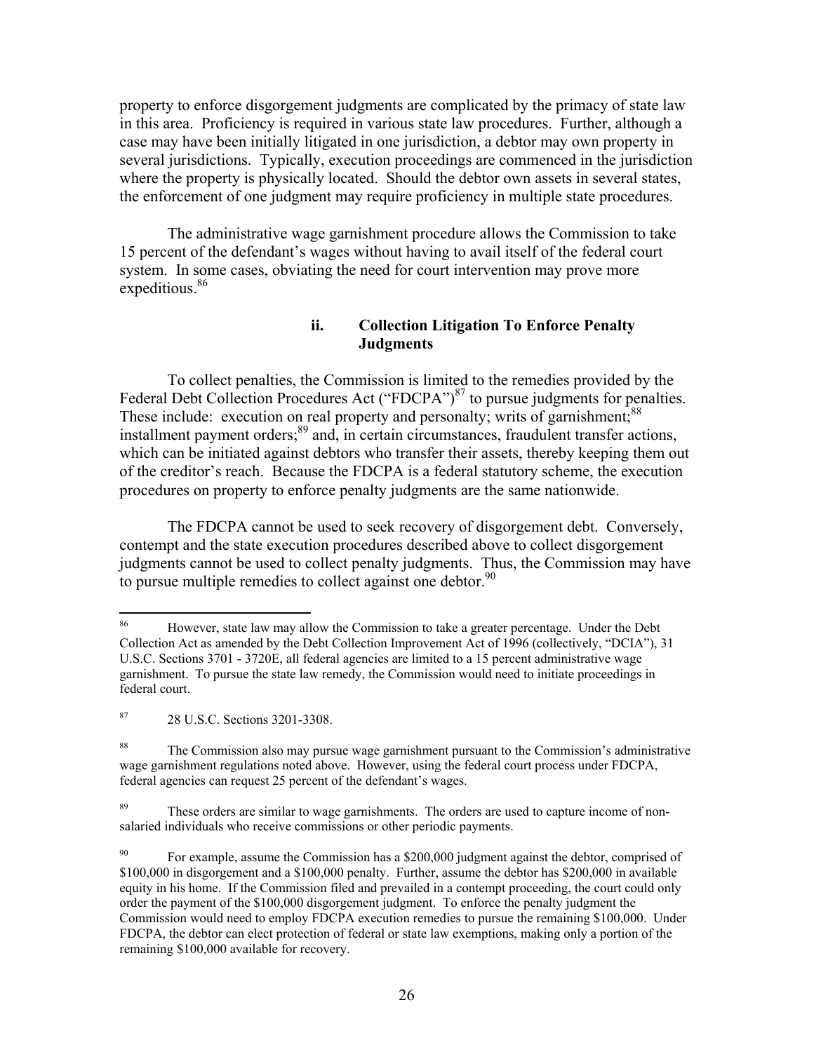property to enforce disgorgement judgments are complicated by the primacy of state law in this area. Proficiency is required in various state law procedures. Further, although a case may have been initially litigated in one jurisdiction, a debtor may own property in several jurisdictions. Typically, execution proceedings are commenced in the jurisdiction where the property is physically located. Should the debtor own assets in several states, the enforcement of one judgment may require proficiency in multiple state procedures.

The administrative wage garnishment procedure allows the Commission to take 15 percent of the defendant's wages without having to avail itself of the federal court system. In some cases, obviating the need for court intervention may prove more expeditious.[86]

#### ii. Collection Litigation To Enforce Penalty Judgments

To collect penalties, the Commission is limited to the remedies provided by the Federal Debt Collection Procedures Act ("FDCPA")[87] to pursue judgments for penalties. These include: execution on real property and personalty; writs of garnishment;[88] installment payment orders;[89] and, in certain circumstances, fraudulent transfer actions, which can be initiated against debtors who transfer their assets, thereby keeping them out of the creditor's reach. Because the FDCPA is a federal statutory scheme, the execution procedures on property to enforce penalty judgments are the same nationwide.

The FDCPA cannot be used to seek recovery of disgorgement debt. Conversely, contempt and the state execution procedures described above to collect disgorgement judgments cannot be used to collect penalty judgments. Thus, the Commission may have to pursue multiple remedies to collect against one debtor.[90]

---

[86] However, state law may allow the Commission to take a greater percentage. Under the Debt Collection Act as amended by the Debt Collection Improvement Act of 1996 (collectively, "DCIA"), 31 U.S.C. Sections 3701 - 3720E, all federal agencies are limited to a 15 percent administrative wage garnishment. To pursue the state law remedy, the Commission would need to initiate proceedings in federal court.

[87] 28 U.S.C. Sections 3201-3308.

[88] The Commission also may pursue wage garnishment pursuant to the Commission's administrative wage garnishment regulations noted above. However, using the federal court process under FDCPA, federal agencies can request 25 percent of the defendant's wages.

[89] These orders are similar to wage garnishments. The orders are used to capture income of non-salaried individuals who receive commissions or other periodic payments.

[90] For example, assume the Commission has a $200,000 judgment against the debtor, comprised of $100,000 in disgorgement and a $100,000 penalty. Further, assume the debtor has $200,000 in available equity in his home. If the Commission filed and prevailed in a contempt proceeding, the court could only order the payment of the $100,000 disgorgement judgment. To enforce the penalty judgment the Commission would need to employ FDCPA execution remedies to pursue the remaining $100,000. Under FDCPA, the debtor can elect protection of federal or state law exemptions, making only a portion of the remaining $100,000 available for recovery.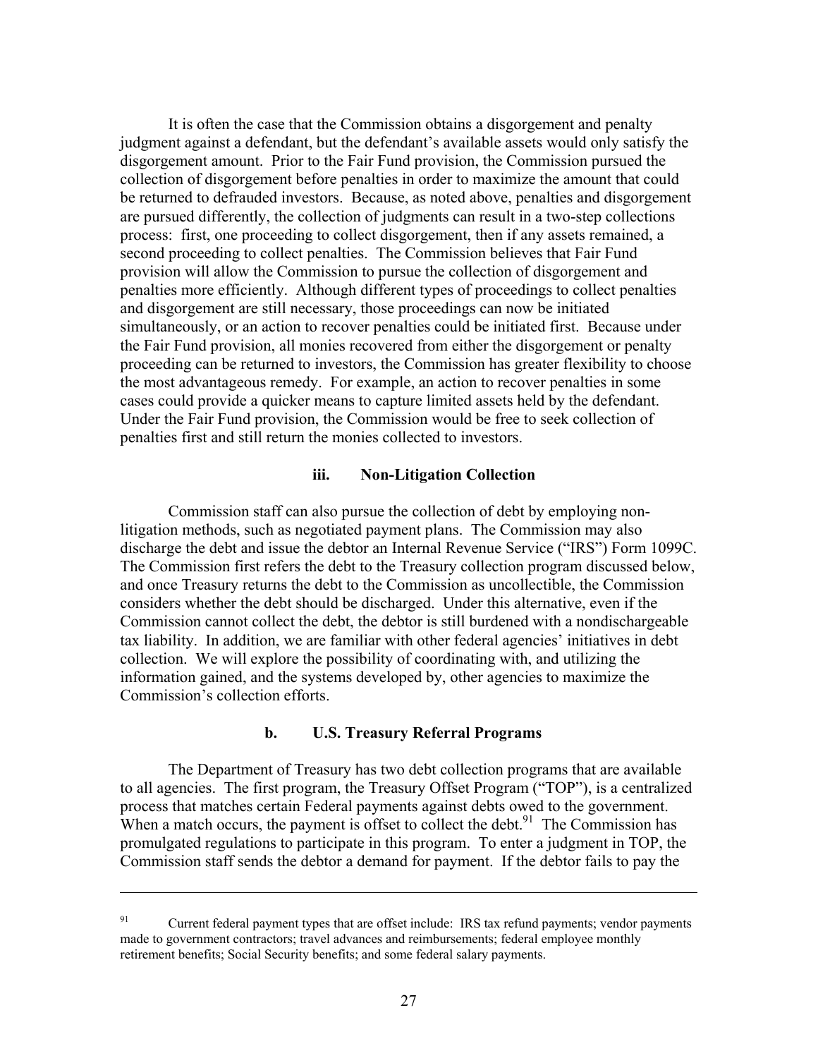It is often the case that the Commission obtains a disgorgement and penalty judgment against a defendant, but the defendant's available assets would only satisfy the disgorgement amount. Prior to the Fair Fund provision, the Commission pursued the collection of disgorgement before penalties in order to maximize the amount that could be returned to defrauded investors. Because, as noted above, penalties and disgorgement are pursued differently, the collection of judgments can result in a two-step collections process: first, one proceeding to collect disgorgement, then if any assets remained, a second proceeding to collect penalties. The Commission believes that Fair Fund provision will allow the Commission to pursue the collection of disgorgement and penalties more efficiently. Although different types of proceedings to collect penalties and disgorgement are still necessary, those proceedings can now be initiated simultaneously, or an action to recover penalties could be initiated first. Because under the Fair Fund provision, all monies recovered from either the disgorgement or penalty proceeding can be returned to investors, the Commission has greater flexibility to choose the most advantageous remedy. For example, an action to recover penalties in some cases could provide a quicker means to capture limited assets held by the defendant. Under the Fair Fund provision, the Commission would be free to seek collection of penalties first and still return the monies collected to investors.

#### iii. Non-Litigation Collection

Commission staff can also pursue the collection of debt by employing non-litigation methods, such as negotiated payment plans. The Commission may also discharge the debt and issue the debtor an Internal Revenue Service ("IRS") Form 1099C. The Commission first refers the debt to the Treasury collection program discussed below, and once Treasury returns the debt to the Commission as uncollectible, the Commission considers whether the debt should be discharged. Under this alternative, even if the Commission cannot collect the debt, the debtor is still burdened with a nondischargeable tax liability. In addition, we are familiar with other federal agencies' initiatives in debt collection. We will explore the possibility of coordinating with, and utilizing the information gained, and the systems developed by, other agencies to maximize the Commission's collection efforts.

### b. U.S. Treasury Referral Programs

The Department of Treasury has two debt collection programs that are available to all agencies. The first program, the Treasury Offset Program ("TOP"), is a centralized process that matches certain Federal payments against debts owed to the government. When a match occurs, the payment is offset to collect the debt.[91] The Commission has promulgated regulations to participate in this program. To enter a judgment in TOP, the Commission staff sends the debtor a demand for payment. If the debtor fails to pay the

---

[91] Current federal payment types that are offset include: IRS tax refund payments; vendor payments made to government contractors; travel advances and reimbursements; federal employee monthly retirement benefits; Social Security benefits; and some federal salary payments.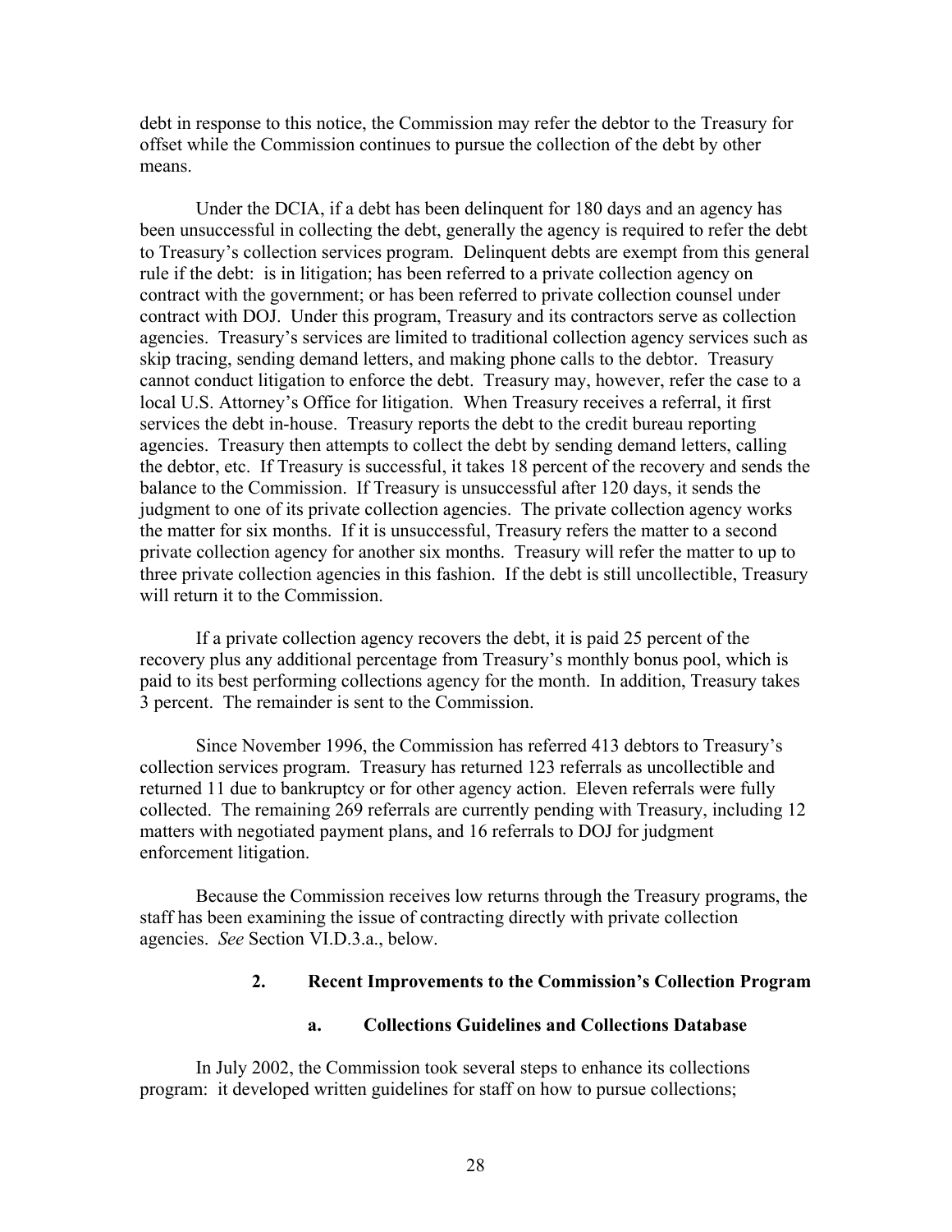debt in response to this notice, the Commission may refer the debtor to the Treasury for offset while the Commission continues to pursue the collection of the debt by other means.

Under the DCIA, if a debt has been delinquent for 180 days and an agency has been unsuccessful in collecting the debt, generally the agency is required to refer the debt to Treasury's collection services program. Delinquent debts are exempt from this general rule if the debt: is in litigation; has been referred to a private collection agency on contract with the government; or has been referred to private collection counsel under contract with DOJ. Under this program, Treasury and its contractors serve as collection agencies. Treasury's services are limited to traditional collection agency services such as skip tracing, sending demand letters, and making phone calls to the debtor. Treasury cannot conduct litigation to enforce the debt. Treasury may, however, refer the case to a local U.S. Attorney's Office for litigation. When Treasury receives a referral, it first services the debt in-house. Treasury reports the debt to the credit bureau reporting agencies. Treasury then attempts to collect the debt by sending demand letters, calling the debtor, etc. If Treasury is successful, it takes 18 percent of the recovery and sends the balance to the Commission. If Treasury is unsuccessful after 120 days, it sends the judgment to one of its private collection agencies. The private collection agency works the matter for six months. If it is unsuccessful, Treasury refers the matter to a second private collection agency for another six months. Treasury will refer the matter to up to three private collection agencies in this fashion. If the debt is still uncollectible, Treasury will return it to the Commission.

If a private collection agency recovers the debt, it is paid 25 percent of the recovery plus any additional percentage from Treasury's monthly bonus pool, which is paid to its best performing collections agency for the month. In addition, Treasury takes 3 percent. The remainder is sent to the Commission.

Since November 1996, the Commission has referred 413 debtors to Treasury's collection services program. Treasury has returned 123 referrals as uncollectible and returned 11 due to bankruptcy or for other agency action. Eleven referrals were fully collected. The remaining 269 referrals are currently pending with Treasury, including 12 matters with negotiated payment plans, and 16 referrals to DOJ for judgment enforcement litigation.

Because the Commission receives low returns through the Treasury programs, the staff has been examining the issue of contracting directly with private collection agencies. *See* Section VI.D.3.a., below.

### 2. Recent Improvements to the Commission's Collection Program

#### a. Collections Guidelines and Collections Database

In July 2002, the Commission took several steps to enhance its collections program: it developed written guidelines for staff on how to pursue collections;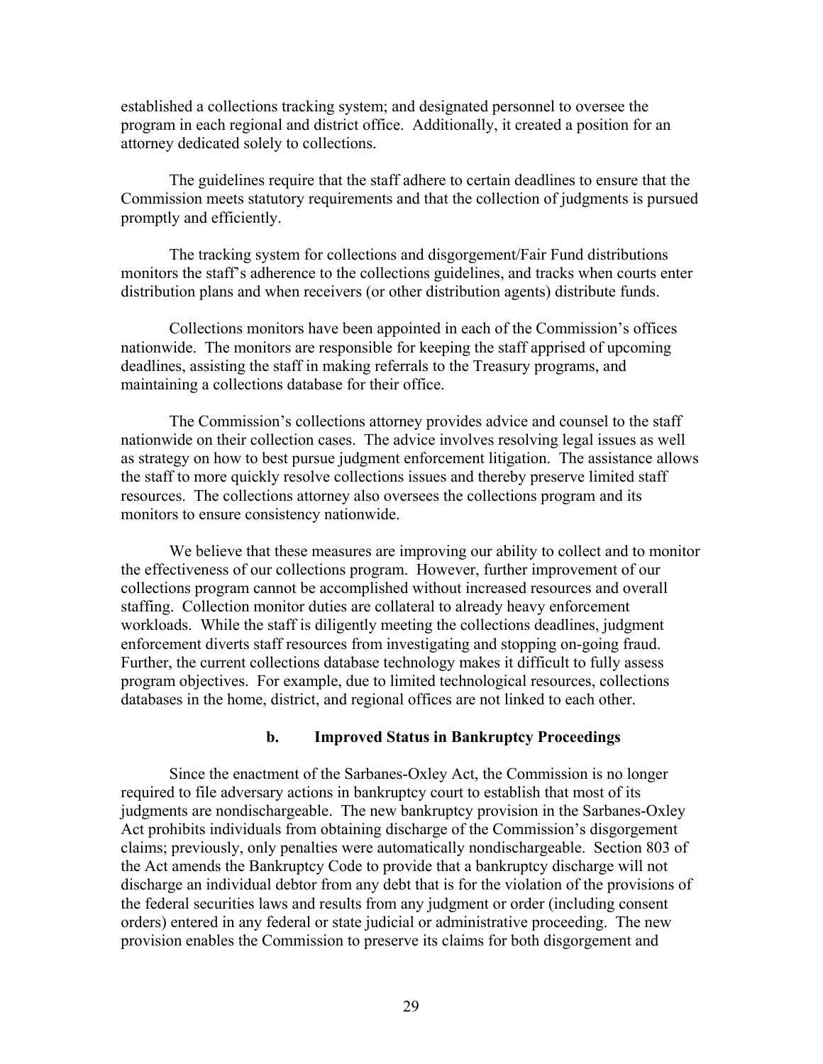established a collections tracking system; and designated personnel to oversee the program in each regional and district office. Additionally, it created a position for an attorney dedicated solely to collections.

The guidelines require that the staff adhere to certain deadlines to ensure that the Commission meets statutory requirements and that the collection of judgments is pursued promptly and efficiently.

The tracking system for collections and disgorgement/Fair Fund distributions monitors the staff's adherence to the collections guidelines, and tracks when courts enter distribution plans and when receivers (or other distribution agents) distribute funds.

Collections monitors have been appointed in each of the Commission's offices nationwide. The monitors are responsible for keeping the staff apprised of upcoming deadlines, assisting the staff in making referrals to the Treasury programs, and maintaining a collections database for their office.

The Commission's collections attorney provides advice and counsel to the staff nationwide on their collection cases. The advice involves resolving legal issues as well as strategy on how to best pursue judgment enforcement litigation. The assistance allows the staff to more quickly resolve collections issues and thereby preserve limited staff resources. The collections attorney also oversees the collections program and its monitors to ensure consistency nationwide.

We believe that these measures are improving our ability to collect and to monitor the effectiveness of our collections program. However, further improvement of our collections program cannot be accomplished without increased resources and overall staffing. Collection monitor duties are collateral to already heavy enforcement workloads. While the staff is diligently meeting the collections deadlines, judgment enforcement diverts staff resources from investigating and stopping on-going fraud. Further, the current collections database technology makes it difficult to fully assess program objectives. For example, due to limited technological resources, collections databases in the home, district, and regional offices are not linked to each other.

#### b. Improved Status in Bankruptcy Proceedings

Since the enactment of the Sarbanes-Oxley Act, the Commission is no longer required to file adversary actions in bankruptcy court to establish that most of its judgments are nondischargeable. The new bankruptcy provision in the Sarbanes-Oxley Act prohibits individuals from obtaining discharge of the Commission's disgorgement claims; previously, only penalties were automatically nondischargeable. Section 803 of the Act amends the Bankruptcy Code to provide that a bankruptcy discharge will not discharge an individual debtor from any debt that is for the violation of the provisions of the federal securities laws and results from any judgment or order (including consent orders) entered in any federal or state judicial or administrative proceeding. The new provision enables the Commission to preserve its claims for both disgorgement and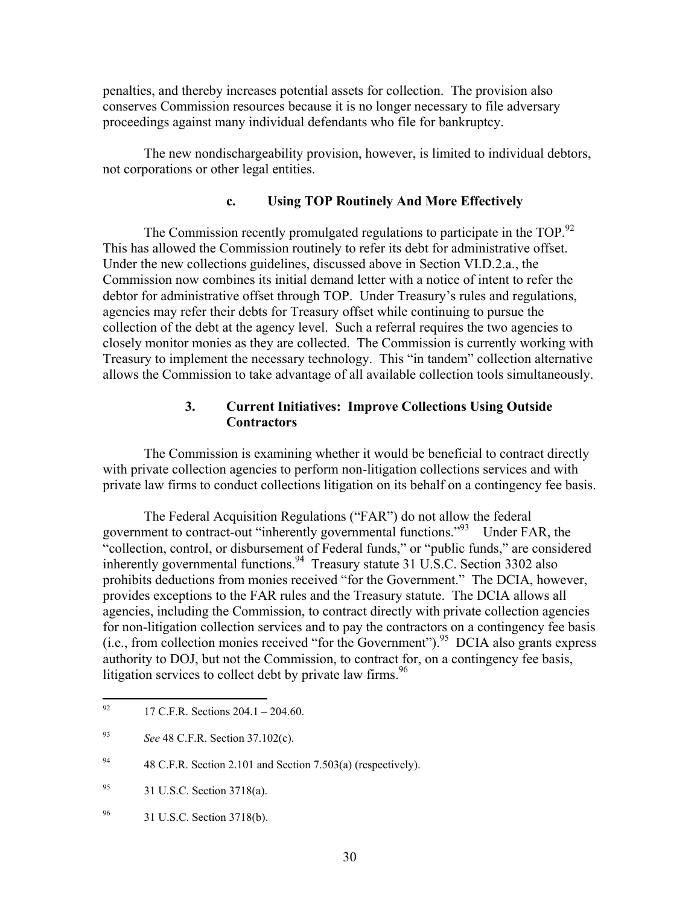penalties, and thereby increases potential assets for collection. The provision also conserves Commission resources because it is no longer necessary to file adversary proceedings against many individual defendants who file for bankruptcy.

The new nondischargeability provision, however, is limited to individual debtors, not corporations or other legal entities.

#### c. Using TOP Routinely And More Effectively

The Commission recently promulgated regulations to participate in the TOP.[92] This has allowed the Commission routinely to refer its debt for administrative offset. Under the new collections guidelines, discussed above in Section VI.D.2.a., the Commission now combines its initial demand letter with a notice of intent to refer the debtor for administrative offset through TOP. Under Treasury's rules and regulations, agencies may refer their debts for Treasury offset while continuing to pursue the collection of the debt at the agency level. Such a referral requires the two agencies to closely monitor monies as they are collected. The Commission is currently working with Treasury to implement the necessary technology. This "in tandem" collection alternative allows the Commission to take advantage of all available collection tools simultaneously.

### 3. Current Initiatives: Improve Collections Using Outside Contractors

The Commission is examining whether it would be beneficial to contract directly with private collection agencies to perform non-litigation collections services and with private law firms to conduct collections litigation on its behalf on a contingency fee basis.

The Federal Acquisition Regulations ("FAR") do not allow the federal government to contract-out "inherently governmental functions."[93] Under FAR, the "collection, control, or disbursement of Federal funds," or "public funds," are considered inherently governmental functions.[94] Treasury statute 31 U.S.C. Section 3302 also prohibits deductions from monies received "for the Government." The DCIA, however, provides exceptions to the FAR rules and the Treasury statute. The DCIA allows all agencies, including the Commission, to contract directly with private collection agencies for non-litigation collection services and to pay the contractors on a contingency fee basis (i.e., from collection monies received "for the Government").[95] DCIA also grants express authority to DOJ, but not the Commission, to contract for, on a contingency fee basis, litigation services to collect debt by private law firms.[96]

---

[92] 17 C.F.R. Sections 204.1 – 204.60.

[93] *See* 48 C.F.R. Section 37.102(c).

[94] 48 C.F.R. Section 2.101 and Section 7.503(a) (respectively).

[95] 31 U.S.C. Section 3718(a).

[96] 31 U.S.C. Section 3718(b).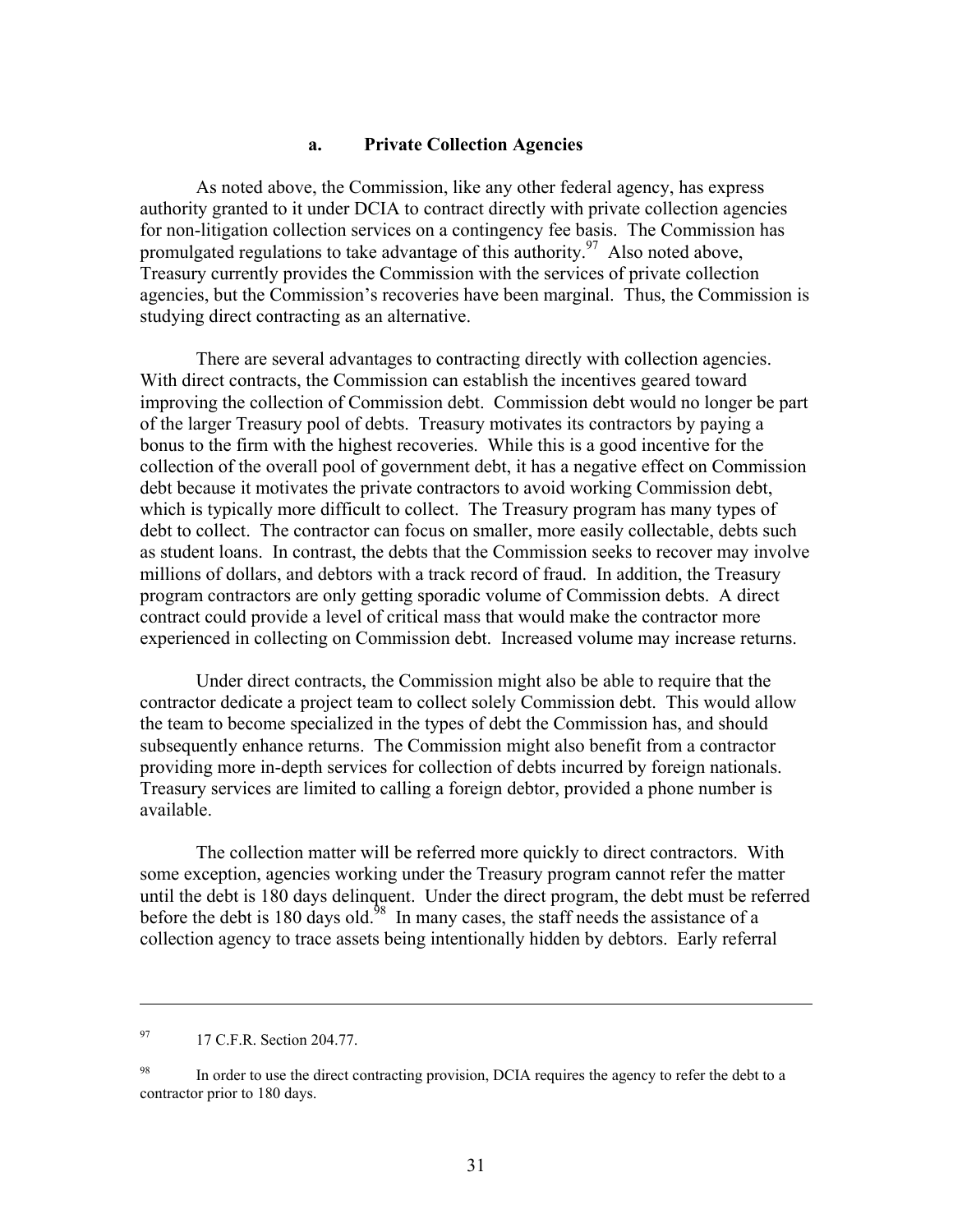### a. Private Collection Agencies

As noted above, the Commission, like any other federal agency, has express authority granted to it under DCIA to contract directly with private collection agencies for non-litigation collection services on a contingency fee basis. The Commission has promulgated regulations to take advantage of this authority.[97] Also noted above, Treasury currently provides the Commission with the services of private collection agencies, but the Commission's recoveries have been marginal. Thus, the Commission is studying direct contracting as an alternative.

There are several advantages to contracting directly with collection agencies. With direct contracts, the Commission can establish the incentives geared toward improving the collection of Commission debt. Commission debt would no longer be part of the larger Treasury pool of debts. Treasury motivates its contractors by paying a bonus to the firm with the highest recoveries. While this is a good incentive for the collection of the overall pool of government debt, it has a negative effect on Commission debt because it motivates the private contractors to avoid working Commission debt, which is typically more difficult to collect. The Treasury program has many types of debt to collect. The contractor can focus on smaller, more easily collectable, debts such as student loans. In contrast, the debts that the Commission seeks to recover may involve millions of dollars, and debtors with a track record of fraud. In addition, the Treasury program contractors are only getting sporadic volume of Commission debts. A direct contract could provide a level of critical mass that would make the contractor more experienced in collecting on Commission debt. Increased volume may increase returns.

Under direct contracts, the Commission might also be able to require that the contractor dedicate a project team to collect solely Commission debt. This would allow the team to become specialized in the types of debt the Commission has, and should subsequently enhance returns. The Commission might also benefit from a contractor providing more in-depth services for collection of debts incurred by foreign nationals. Treasury services are limited to calling a foreign debtor, provided a phone number is available.

The collection matter will be referred more quickly to direct contractors. With some exception, agencies working under the Treasury program cannot refer the matter until the debt is 180 days delinquent. Under the direct program, the debt must be referred before the debt is 180 days old.[98] In many cases, the staff needs the assistance of a collection agency to trace assets being intentionally hidden by debtors. Early referral

---

[97] 17 C.F.R. Section 204.77.

[98] In order to use the direct contracting provision, DCIA requires the agency to refer the debt to a contractor prior to 180 days.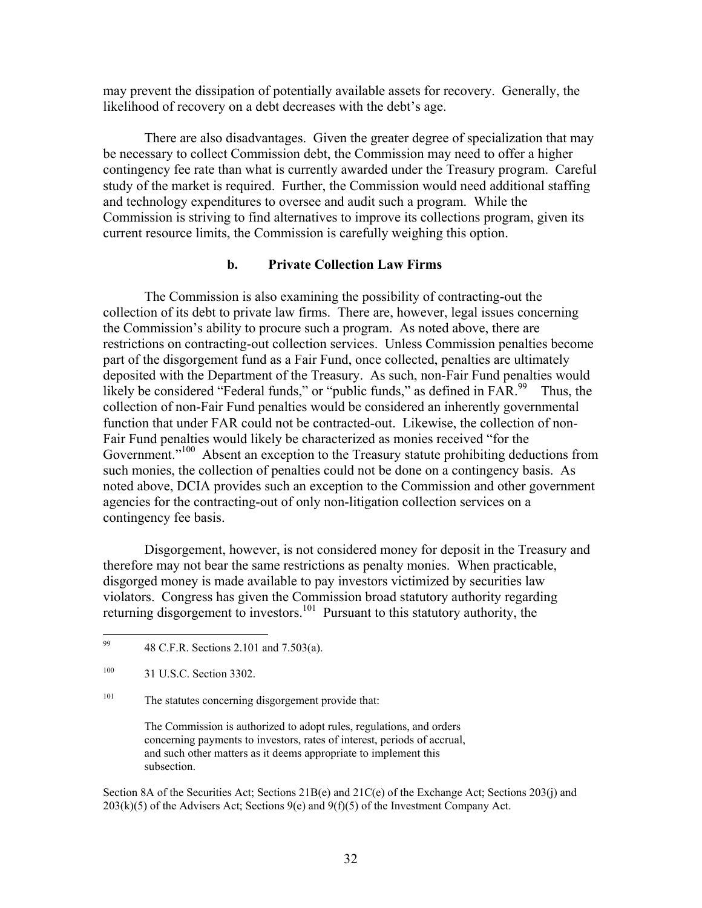may prevent the dissipation of potentially available assets for recovery. Generally, the likelihood of recovery on a debt decreases with the debt's age.

There are also disadvantages. Given the greater degree of specialization that may be necessary to collect Commission debt, the Commission may need to offer a higher contingency fee rate than what is currently awarded under the Treasury program. Careful study of the market is required. Further, the Commission would need additional staffing and technology expenditures to oversee and audit such a program. While the Commission is striving to find alternatives to improve its collections program, given its current resource limits, the Commission is carefully weighing this option.

### b. Private Collection Law Firms

The Commission is also examining the possibility of contracting-out the collection of its debt to private law firms. There are, however, legal issues concerning the Commission's ability to procure such a program. As noted above, there are restrictions on contracting-out collection services. Unless Commission penalties become part of the disgorgement fund as a Fair Fund, once collected, penalties are ultimately deposited with the Department of the Treasury. As such, non-Fair Fund penalties would likely be considered "Federal funds," or "public funds," as defined in FAR.[99] Thus, the collection of non-Fair Fund penalties would be considered an inherently governmental function that under FAR could not be contracted-out. Likewise, the collection of non-Fair Fund penalties would likely be characterized as monies received "for the Government."[100] Absent an exception to the Treasury statute prohibiting deductions from such monies, the collection of penalties could not be done on a contingency basis. As noted above, DCIA provides such an exception to the Commission and other government agencies for the contracting-out of only non-litigation collection services on a contingency fee basis.

Disgorgement, however, is not considered money for deposit in the Treasury and therefore may not bear the same restrictions as penalty monies. When practicable, disgorged money is made available to pay investors victimized by securities law violators. Congress has given the Commission broad statutory authority regarding returning disgorgement to investors.[101] Pursuant to this statutory authority, the

---

[99] 48 C.F.R. Sections 2.101 and 7.503(a).

[100] 31 U.S.C. Section 3302.

[101] The statutes concerning disgorgement provide that:

> The Commission is authorized to adopt rules, regulations, and orders concerning payments to investors, rates of interest, periods of accrual, and such other matters as it deems appropriate to implement this subsection.

Section 8A of the Securities Act; Sections 21B(e) and 21C(e) of the Exchange Act; Sections 203(j) and 203(k)(5) of the Advisers Act; Sections 9(e) and 9(f)(5) of the Investment Company Act.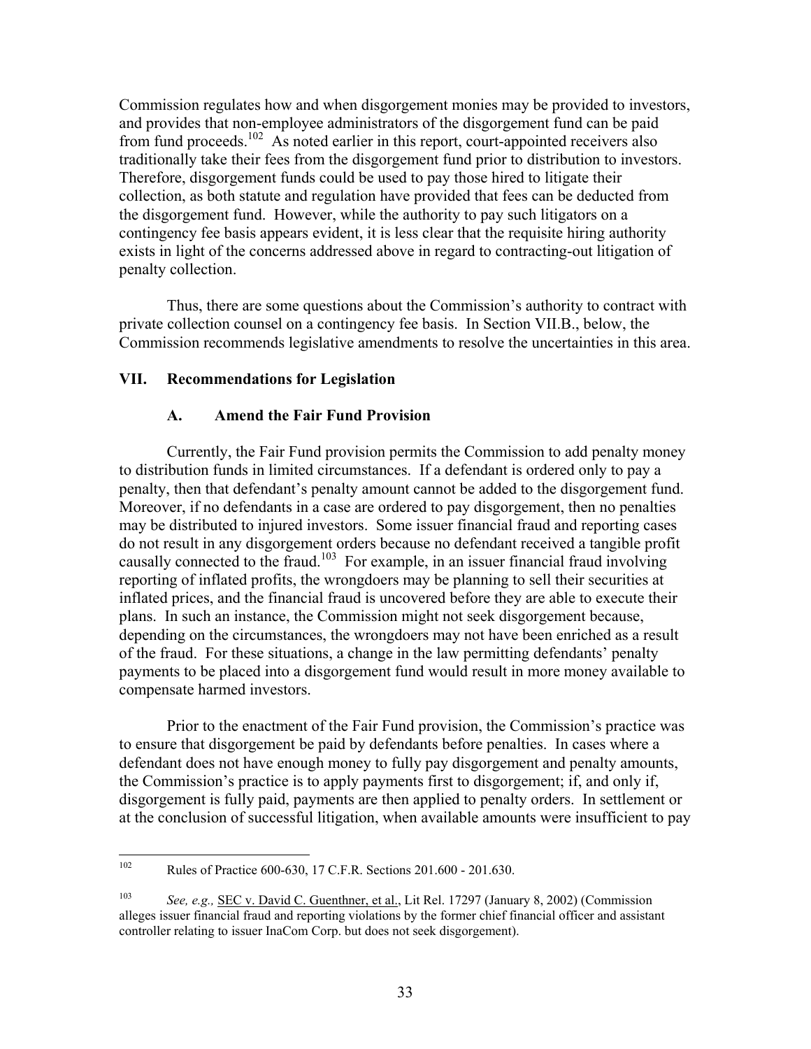Commission regulates how and when disgorgement monies may be provided to investors, and provides that non-employee administrators of the disgorgement fund can be paid from fund proceeds.[102] As noted earlier in this report, court-appointed receivers also traditionally take their fees from the disgorgement fund prior to distribution to investors. Therefore, disgorgement funds could be used to pay those hired to litigate their collection, as both statute and regulation have provided that fees can be deducted from the disgorgement fund. However, while the authority to pay such litigators on a contingency fee basis appears evident, it is less clear that the requisite hiring authority exists in light of the concerns addressed above in regard to contracting-out litigation of penalty collection.

Thus, there are some questions about the Commission's authority to contract with private collection counsel on a contingency fee basis. In Section VII.B., below, the Commission recommends legislative amendments to resolve the uncertainties in this area.

## VII. Recommendations for Legislation

### A. Amend the Fair Fund Provision

Currently, the Fair Fund provision permits the Commission to add penalty money to distribution funds in limited circumstances. If a defendant is ordered only to pay a penalty, then that defendant's penalty amount cannot be added to the disgorgement fund. Moreover, if no defendants in a case are ordered to pay disgorgement, then no penalties may be distributed to injured investors. Some issuer financial fraud and reporting cases do not result in any disgorgement orders because no defendant received a tangible profit causally connected to the fraud.[103] For example, in an issuer financial fraud involving reporting of inflated profits, the wrongdoers may be planning to sell their securities at inflated prices, and the financial fraud is uncovered before they are able to execute their plans. In such an instance, the Commission might not seek disgorgement because, depending on the circumstances, the wrongdoers may not have been enriched as a result of the fraud. For these situations, a change in the law permitting defendants' penalty payments to be placed into a disgorgement fund would result in more money available to compensate harmed investors.

Prior to the enactment of the Fair Fund provision, the Commission's practice was to ensure that disgorgement be paid by defendants before penalties. In cases where a defendant does not have enough money to fully pay disgorgement and penalty amounts, the Commission's practice is to apply payments first to disgorgement; if, and only if, disgorgement is fully paid, payments are then applied to penalty orders. In settlement or at the conclusion of successful litigation, when available amounts were insufficient to pay

---

[102] Rules of Practice 600-630, 17 C.F.R. Sections 201.600 - 201.630.

[103] *See, e.g.,* SEC v. David C. Guenthner, et al., Lit Rel. 17297 (January 8, 2002) (Commission alleges issuer financial fraud and reporting violations by the former chief financial officer and assistant controller relating to issuer InaCom Corp. but does not seek disgorgement).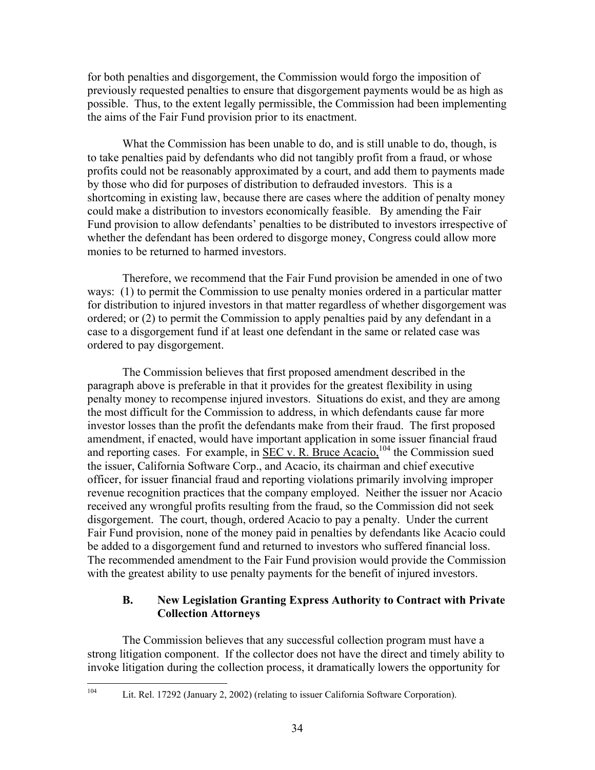for both penalties and disgorgement, the Commission would forgo the imposition of previously requested penalties to ensure that disgorgement payments would be as high as possible. Thus, to the extent legally permissible, the Commission had been implementing the aims of the Fair Fund provision prior to its enactment.

What the Commission has been unable to do, and is still unable to do, though, is to take penalties paid by defendants who did not tangibly profit from a fraud, or whose profits could not be reasonably approximated by a court, and add them to payments made by those who did for purposes of distribution to defrauded investors. This is a shortcoming in existing law, because there are cases where the addition of penalty money could make a distribution to investors economically feasible. By amending the Fair Fund provision to allow defendants' penalties to be distributed to investors irrespective of whether the defendant has been ordered to disgorge money, Congress could allow more monies to be returned to harmed investors.

Therefore, we recommend that the Fair Fund provision be amended in one of two ways: (1) to permit the Commission to use penalty monies ordered in a particular matter for distribution to injured investors in that matter regardless of whether disgorgement was ordered; or (2) to permit the Commission to apply penalties paid by any defendant in a case to a disgorgement fund if at least one defendant in the same or related case was ordered to pay disgorgement.

The Commission believes that first proposed amendment described in the paragraph above is preferable in that it provides for the greatest flexibility in using penalty money to recompense injured investors. Situations do exist, and they are among the most difficult for the Commission to address, in which defendants cause far more investor losses than the profit the defendants make from their fraud. The first proposed amendment, if enacted, would have important application in some issuer financial fraud and reporting cases. For example, in SEC v. R. Bruce Acacio,[104] the Commission sued the issuer, California Software Corp., and Acacio, its chairman and chief executive officer, for issuer financial fraud and reporting violations primarily involving improper revenue recognition practices that the company employed. Neither the issuer nor Acacio received any wrongful profits resulting from the fraud, so the Commission did not seek disgorgement. The court, though, ordered Acacio to pay a penalty. Under the current Fair Fund provision, none of the money paid in penalties by defendants like Acacio could be added to a disgorgement fund and returned to investors who suffered financial loss. The recommended amendment to the Fair Fund provision would provide the Commission with the greatest ability to use penalty payments for the benefit of injured investors.

### B. New Legislation Granting Express Authority to Contract with Private Collection Attorneys

The Commission believes that any successful collection program must have a strong litigation component. If the collector does not have the direct and timely ability to invoke litigation during the collection process, it dramatically lowers the opportunity for

[104] Lit. Rel. 17292 (January 2, 2002) (relating to issuer California Software Corporation).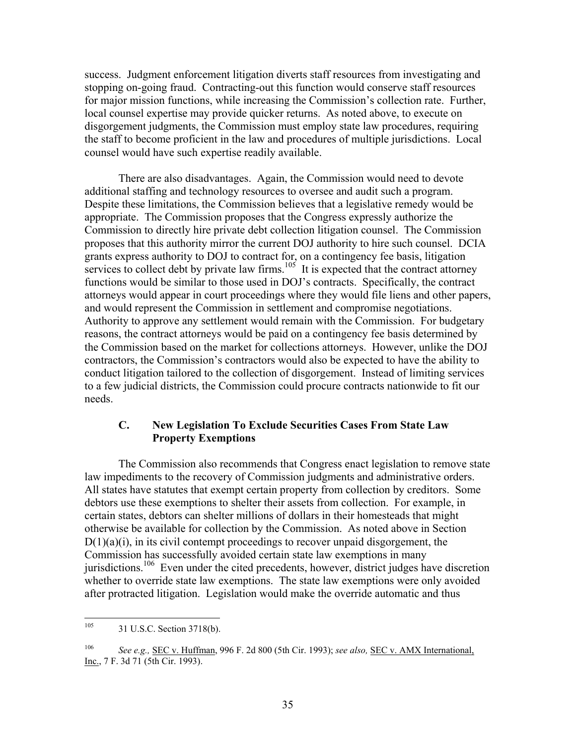success. Judgment enforcement litigation diverts staff resources from investigating and stopping on-going fraud. Contracting-out this function would conserve staff resources for major mission functions, while increasing the Commission's collection rate. Further, local counsel expertise may provide quicker returns. As noted above, to execute on disgorgement judgments, the Commission must employ state law procedures, requiring the staff to become proficient in the law and procedures of multiple jurisdictions. Local counsel would have such expertise readily available.

There are also disadvantages. Again, the Commission would need to devote additional staffing and technology resources to oversee and audit such a program. Despite these limitations, the Commission believes that a legislative remedy would be appropriate. The Commission proposes that the Congress expressly authorize the Commission to directly hire private debt collection litigation counsel. The Commission proposes that this authority mirror the current DOJ authority to hire such counsel. DCIA grants express authority to DOJ to contract for, on a contingency fee basis, litigation services to collect debt by private law firms.[105] It is expected that the contract attorney functions would be similar to those used in DOJ's contracts. Specifically, the contract attorneys would appear in court proceedings where they would file liens and other papers, and would represent the Commission in settlement and compromise negotiations. Authority to approve any settlement would remain with the Commission. For budgetary reasons, the contract attorneys would be paid on a contingency fee basis determined by the Commission based on the market for collections attorneys. However, unlike the DOJ contractors, the Commission's contractors would also be expected to have the ability to conduct litigation tailored to the collection of disgorgement. Instead of limiting services to a few judicial districts, the Commission could procure contracts nationwide to fit our needs.

### C. New Legislation To Exclude Securities Cases From State Law Property Exemptions

The Commission also recommends that Congress enact legislation to remove state law impediments to the recovery of Commission judgments and administrative orders. All states have statutes that exempt certain property from collection by creditors. Some debtors use these exemptions to shelter their assets from collection. For example, in certain states, debtors can shelter millions of dollars in their homesteads that might otherwise be available for collection by the Commission. As noted above in Section D(1)(a)(i), in its civil contempt proceedings to recover unpaid disgorgement, the Commission has successfully avoided certain state law exemptions in many jurisdictions.[106] Even under the cited precedents, however, district judges have discretion whether to override state law exemptions. The state law exemptions were only avoided after protracted litigation. Legislation would make the override automatic and thus

---

[105] 31 U.S.C. Section 3718(b).

[106] *See e.g.,* SEC v. Huffman, 996 F. 2d 800 (5th Cir. 1993); *see also,* SEC v. AMX International, Inc., 7 F. 3d 71 (5th Cir. 1993).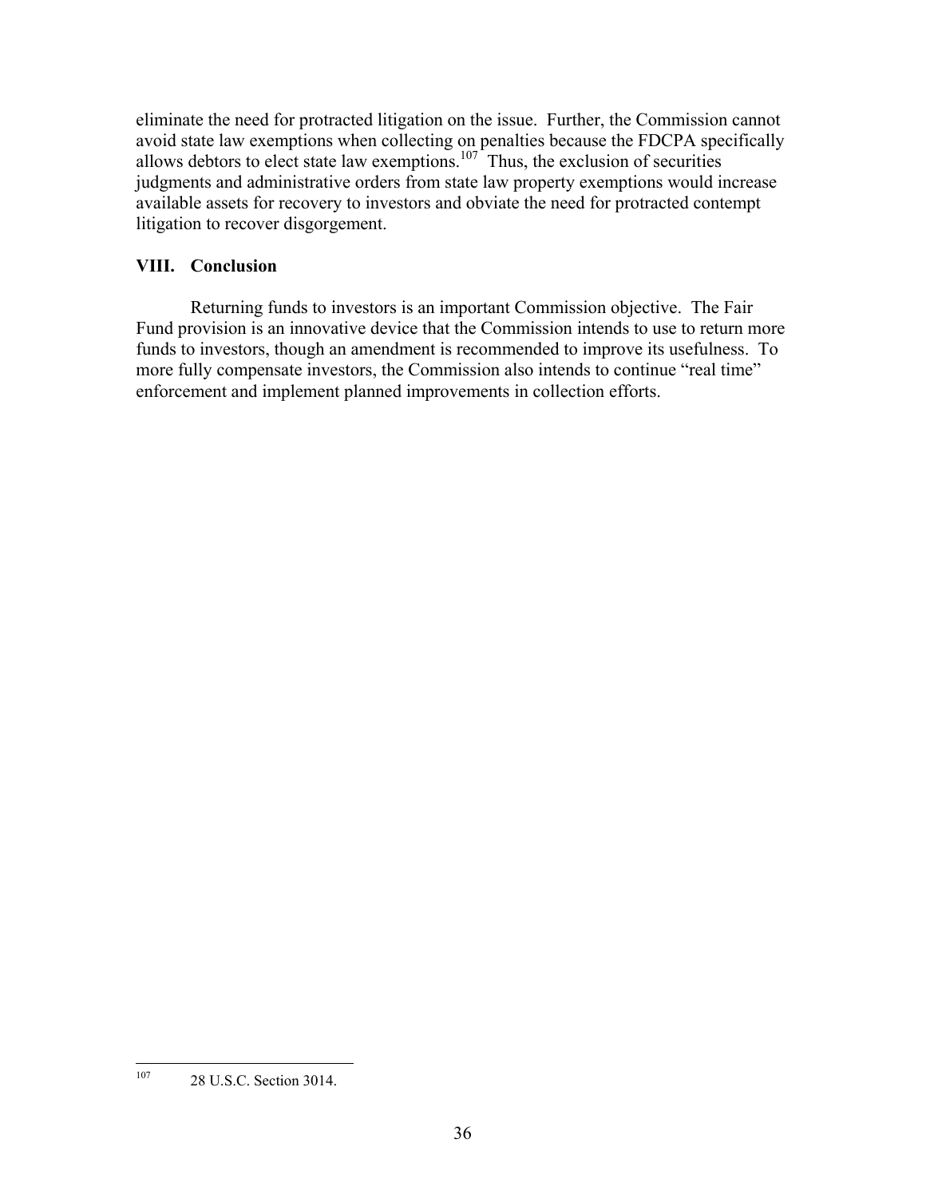eliminate the need for protracted litigation on the issue. Further, the Commission cannot avoid state law exemptions when collecting on penalties because the FDCPA specifically allows debtors to elect state law exemptions.[107] Thus, the exclusion of securities judgments and administrative orders from state law property exemptions would increase available assets for recovery to investors and obviate the need for protracted contempt litigation to recover disgorgement.

## VIII. Conclusion

Returning funds to investors is an important Commission objective. The Fair Fund provision is an innovative device that the Commission intends to use to return more funds to investors, though an amendment is recommended to improve its usefulness. To more fully compensate investors, the Commission also intends to continue "real time" enforcement and implement planned improvements in collection efforts.

---

[107] 28 U.S.C. Section 3014.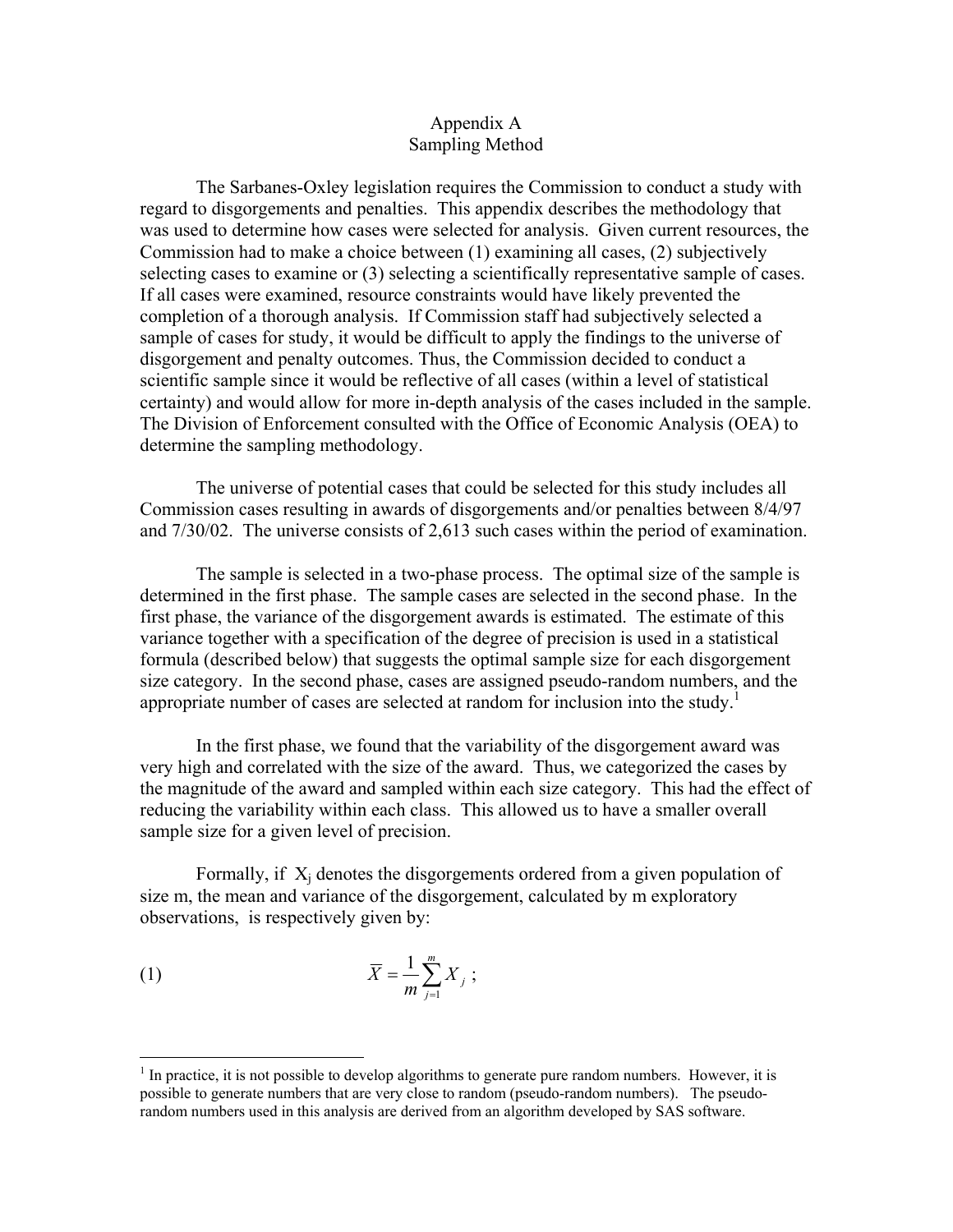# Appendix A
## Sampling Method

The Sarbanes-Oxley legislation requires the Commission to conduct a study with regard to disgorgements and penalties. This appendix describes the methodology that was used to determine how cases were selected for analysis. Given current resources, the Commission had to make a choice between (1) examining all cases, (2) subjectively selecting cases to examine or (3) selecting a scientifically representative sample of cases. If all cases were examined, resource constraints would have likely prevented the completion of a thorough analysis. If Commission staff had subjectively selected a sample of cases for study, it would be difficult to apply the findings to the universe of disgorgement and penalty outcomes. Thus, the Commission decided to conduct a scientific sample since it would be reflective of all cases (within a level of statistical certainty) and would allow for more in-depth analysis of the cases included in the sample. The Division of Enforcement consulted with the Office of Economic Analysis (OEA) to determine the sampling methodology.

The universe of potential cases that could be selected for this study includes all Commission cases resulting in awards of disgorgements and/or penalties between 8/4/97 and 7/30/02. The universe consists of 2,613 such cases within the period of examination.

The sample is selected in a two-phase process. The optimal size of the sample is determined in the first phase. The sample cases are selected in the second phase. In the first phase, the variance of the disgorgement awards is estimated. The estimate of this variance together with a specification of the degree of precision is used in a statistical formula (described below) that suggests the optimal sample size for each disgorgement size category. In the second phase, cases are assigned pseudo-random numbers, and the appropriate number of cases are selected at random for inclusion into the study.[1]

In the first phase, we found that the variability of the disgorgement award was very high and correlated with the size of the award. Thus, we categorized the cases by the magnitude of the award and sampled within each size category. This had the effect of reducing the variability within each class. This allowed us to have a smaller overall sample size for a given level of precision.

Formally, if $X_j$ denotes the disgorgements ordered from a given population of size m, the mean and variance of the disgorgement, calculated by m exploratory observations, is respectively given by:

$$\text{(1)} \qquad \overline{X} = \frac{1}{m}\sum_{j=1}^{m} X_j \; ;$$

---

[1] In practice, it is not possible to develop algorithms to generate pure random numbers. However, it is possible to generate numbers that are very close to random (pseudo-random numbers). The pseudo-random numbers used in this analysis are derived from an algorithm developed by SAS software.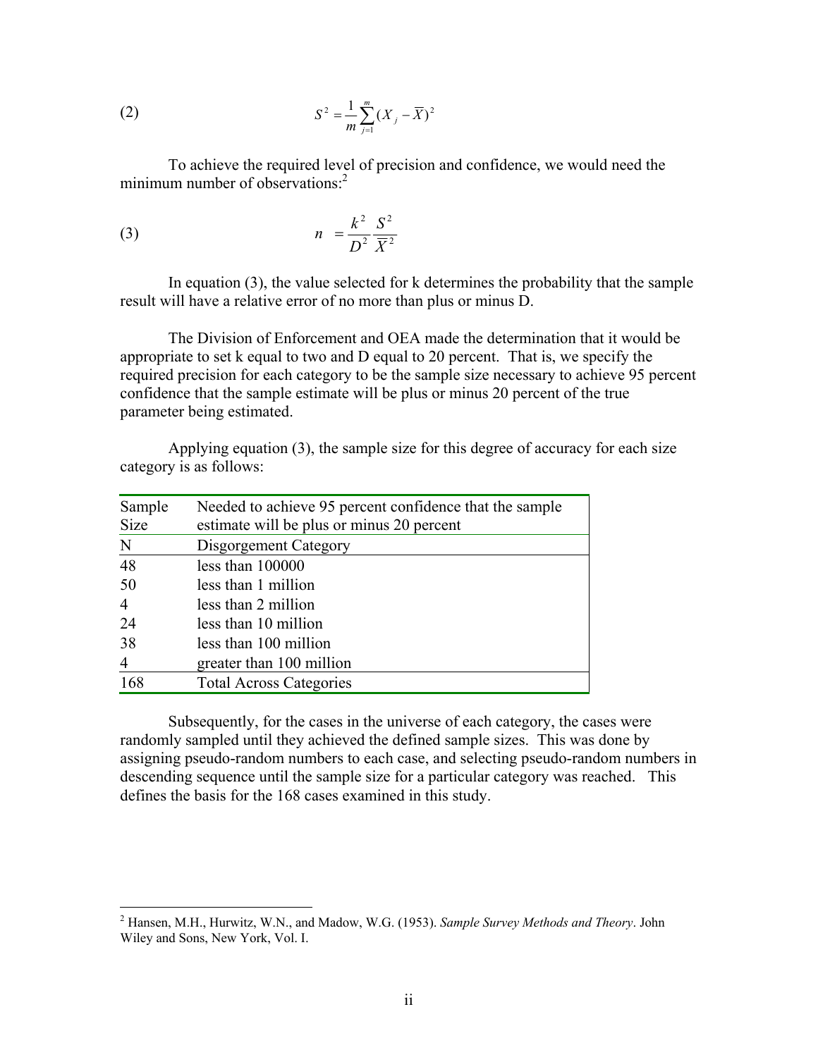(2) $$S^2 = \frac{1}{m}\sum_{j=1}^{m}(X_j - \overline{X})^2$$

To achieve the required level of precision and confidence, we would need the minimum number of observations:[2]

(3) $$n = \frac{k^2}{D^2}\frac{S^2}{\overline{X}^2}$$

In equation (3), the value selected for k determines the probability that the sample result will have a relative error of no more than plus or minus D.

The Division of Enforcement and OEA made the determination that it would be appropriate to set k equal to two and D equal to 20 percent. That is, we specify the required precision for each category to be the sample size necessary to achieve 95 percent confidence that the sample estimate will be plus or minus 20 percent of the true parameter being estimated.

Applying equation (3), the sample size for this degree of accuracy for each size category is as follows:

| Sample Size | Needed to achieve 95 percent confidence that the sample estimate will be plus or minus 20 percent |
|---|---|
| N | Disgorgement Category |
| 48 | less than 100000 |
| 50 | less than 1 million |
| 4 | less than 2 million |
| 24 | less than 10 million |
| 38 | less than 100 million |
| 4 | greater than 100 million |
| 168 | Total Across Categories |

Subsequently, for the cases in the universe of each category, the cases were randomly sampled until they achieved the defined sample sizes. This was done by assigning pseudo-random numbers to each case, and selecting pseudo-random numbers in descending sequence until the sample size for a particular category was reached. This defines the basis for the 168 cases examined in this study.

[2] Hansen, M.H., Hurwitz, W.N., and Madow, W.G. (1953). *Sample Survey Methods and Theory*. John Wiley and Sons, New York, Vol. I.